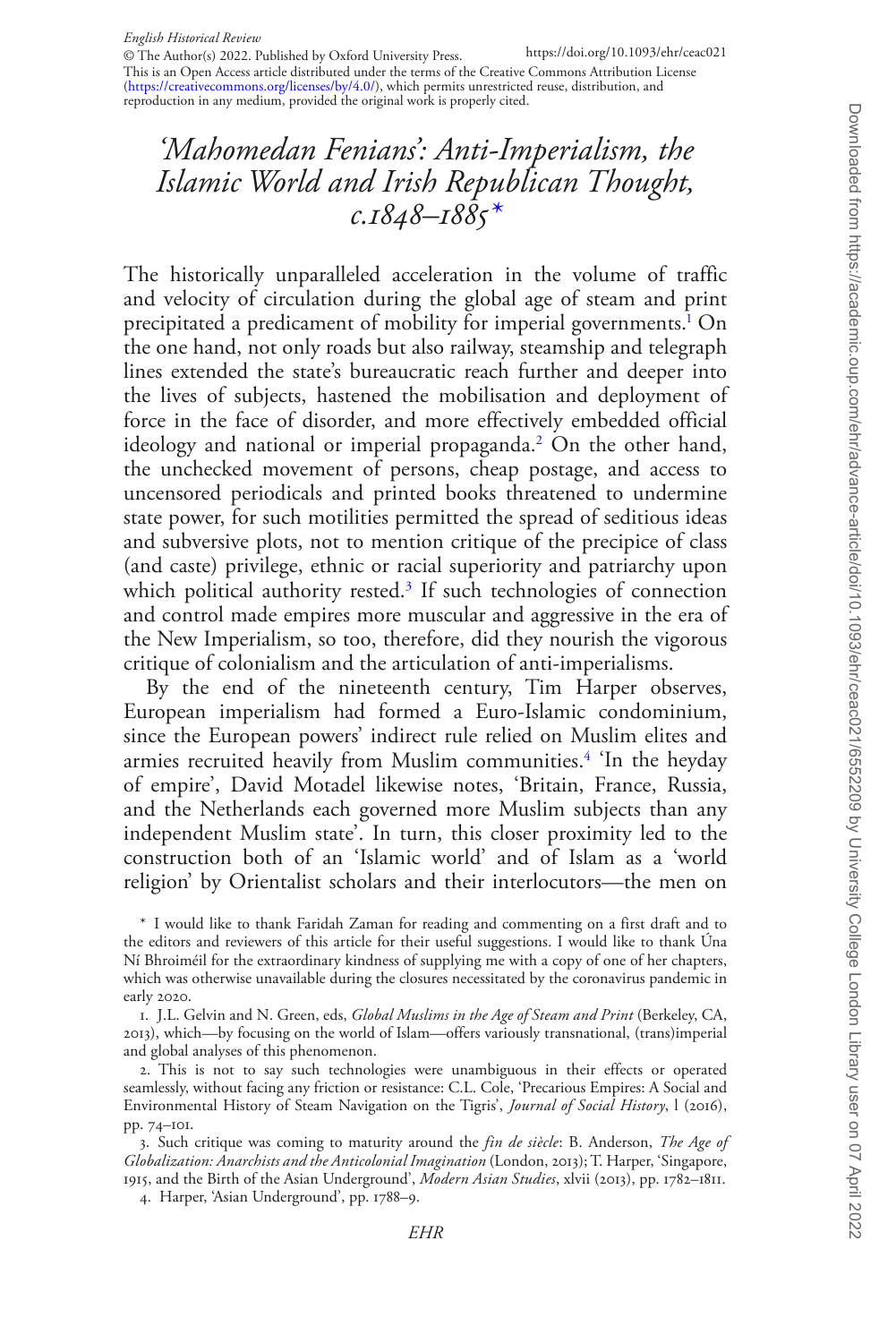# 'Mahomedan Fenians': Anti-Imperialism, the Islamic World and Irish Republican Thought, c.1848–1885*

The historically unparalleled acceleration in the volume of traffic and velocity of circulation during the global age of steam and print precipitated a predicament of mobility for imperial governments.[1] On the one hand, not only roads but also railway, steamship and telegraph lines extended the state's bureaucratic reach further and deeper into the lives of subjects, hastened the mobilisation and deployment of force in the face of disorder, and more effectively embedded official ideology and national or imperial propaganda.[2] On the other hand, the unchecked movement of persons, cheap postage, and access to uncensored periodicals and printed books threatened to undermine state power, for such motilities permitted the spread of seditious ideas and subversive plots, not to mention critique of the precipice of class (and caste) privilege, ethnic or racial superiority and patriarchy upon which political authority rested.[3] If such technologies of connection and control made empires more muscular and aggressive in the era of the New Imperialism, so too, therefore, did they nourish the vigorous critique of colonialism and the articulation of anti-imperialisms.

By the end of the nineteenth century, Tim Harper observes, European imperialism had formed a Euro-Islamic condominium, since the European powers' indirect rule relied on Muslim elites and armies recruited heavily from Muslim communities.[4] 'In the heyday of empire', David Motadel likewise notes, 'Britain, France, Russia, and the Netherlands each governed more Muslim subjects than any independent Muslim state'. In turn, this closer proximity led to the construction both of an 'Islamic world' and of Islam as a 'world religion' by Orientalist scholars and their interlocutors—the men on

\* I would like to thank Faridah Zaman for reading and commenting on a first draft and to the editors and reviewers of this article for their useful suggestions. I would like to thank Úna Ní Bhroiméil for the extraordinary kindness of supplying me with a copy of one of her chapters, which was otherwise unavailable during the closures necessitated by the coronavirus pandemic in early 2020.

1. J.L. Gelvin and N. Green, eds, *Global Muslims in the Age of Steam and Print* (Berkeley, CA, 2013), which—by focusing on the world of Islam—offers variously transnational, (trans)imperial and global analyses of this phenomenon.

2. This is not to say such technologies were unambiguous in their effects or operated seamlessly, without facing any friction or resistance: C.L. Cole, 'Precarious Empires: A Social and Environmental History of Steam Navigation on the Tigris', *Journal of Social History*, l (2016), pp. 74–101.

3. Such critique was coming to maturity around the *fin de siècle*: B. Anderson, *The Age of Globalization: Anarchists and the Anticolonial Imagination* (London, 2013); T. Harper, 'Singapore, 1915, and the Birth of the Asian Underground', *Modern Asian Studies*, xlvii (2013), pp. 1782–1811.

4. Harper, 'Asian Underground', pp. 1788–9.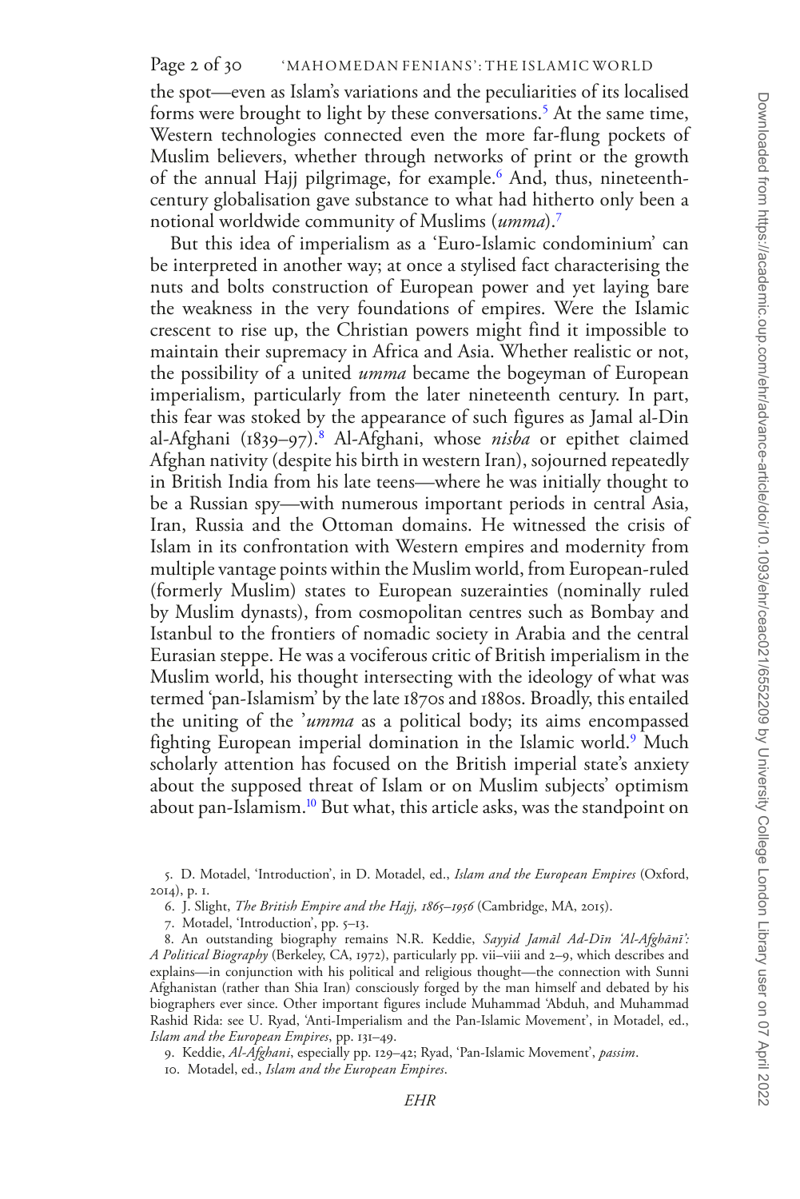the spot—even as Islam's variations and the peculiarities of its localised forms were brought to light by these conversations.[5] At the same time, Western technologies connected even the more far-flung pockets of Muslim believers, whether through networks of print or the growth of the annual Hajj pilgrimage, for example.[6] And, thus, nineteenth-century globalisation gave substance to what had hitherto only been a notional worldwide community of Muslims (*umma*).[7]

But this idea of imperialism as a 'Euro-Islamic condominium' can be interpreted in another way; at once a stylised fact characterising the nuts and bolts construction of European power and yet laying bare the weakness in the very foundations of empires. Were the Islamic crescent to rise up, the Christian powers might find it impossible to maintain their supremacy in Africa and Asia. Whether realistic or not, the possibility of a united *umma* became the bogeyman of European imperialism, particularly from the later nineteenth century. In part, this fear was stoked by the appearance of such figures as Jamal al-Din al-Afghani (1839–97).[8] Al-Afghani, whose *nisba* or epithet claimed Afghan nativity (despite his birth in western Iran), sojourned repeatedly in British India from his late teens—where he was initially thought to be a Russian spy—with numerous important periods in central Asia, Iran, Russia and the Ottoman domains. He witnessed the crisis of Islam in its confrontation with Western empires and modernity from multiple vantage points within the Muslim world, from European-ruled (formerly Muslim) states to European suzerainties (nominally ruled by Muslim dynasts), from cosmopolitan centres such as Bombay and Istanbul to the frontiers of nomadic society in Arabia and the central Eurasian steppe. He was a vociferous critic of British imperialism in the Muslim world, his thought intersecting with the ideology of what was termed 'pan-Islamism' by the late 1870s and 1880s. Broadly, this entailed the uniting of the '*umma* as a political body; its aims encompassed fighting European imperial domination in the Islamic world.[9] Much scholarly attention has focused on the British imperial state's anxiety about the supposed threat of Islam or on Muslim subjects' optimism about pan-Islamism.[10] But what, this article asks, was the standpoint on

5. D. Motadel, 'Introduction', in D. Motadel, ed., *Islam and the European Empires* (Oxford, 2014), p. 1.

6. J. Slight, *The British Empire and the Hajj, 1865–1956* (Cambridge, MA, 2015).

7. Motadel, 'Introduction', pp. 5–13.

8. An outstanding biography remains N.R. Keddie, *Sayyid Jamāl Ad-Dīn 'Al-Afghānī': A Political Biography* (Berkeley, CA, 1972), particularly pp. vii–viii and 2–9, which describes and explains—in conjunction with his political and religious thought—the connection with Sunni Afghanistan (rather than Shia Iran) consciously forged by the man himself and debated by his biographers ever since. Other important figures include Muhammad 'Abduh, and Muhammad Rashid Rida: see U. Ryad, 'Anti-Imperialism and the Pan-Islamic Movement', in Motadel, ed., *Islam and the European Empires*, pp. 131–49.

9. Keddie, *Al-Afghani*, especially pp. 129–42; Ryad, 'Pan-Islamic Movement', *passim*.

10. Motadel, ed., *Islam and the European Empires*.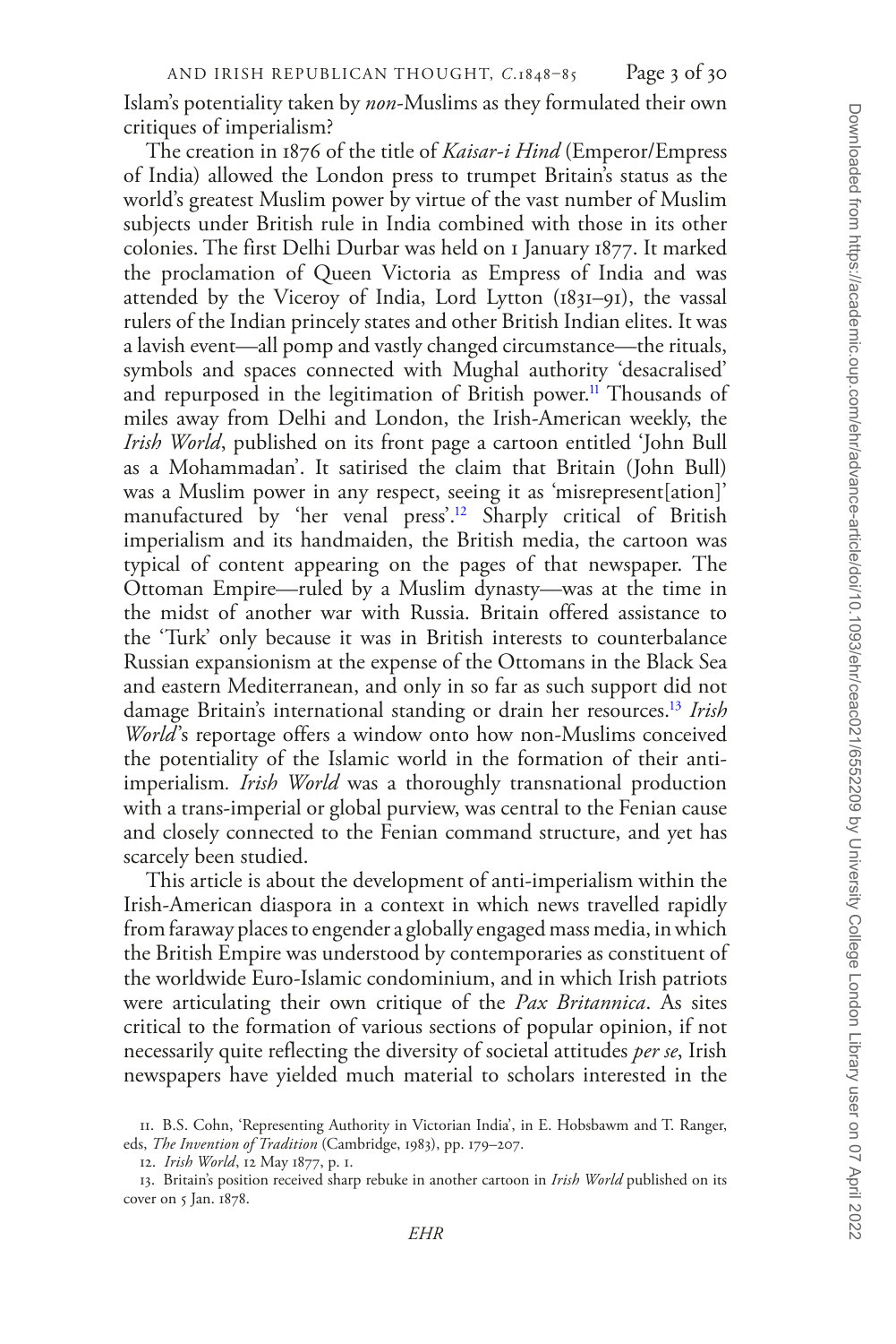Islam's potentiality taken by *non*-Muslims as they formulated their own critiques of imperialism?

The creation in 1876 of the title of *Kaisar-i Hind* (Emperor/Empress of India) allowed the London press to trumpet Britain's status as the world's greatest Muslim power by virtue of the vast number of Muslim subjects under British rule in India combined with those in its other colonies. The first Delhi Durbar was held on 1 January 1877. It marked the proclamation of Queen Victoria as Empress of India and was attended by the Viceroy of India, Lord Lytton (1831–91), the vassal rulers of the Indian princely states and other British Indian elites. It was a lavish event—all pomp and vastly changed circumstance—the rituals, symbols and spaces connected with Mughal authority 'desacralised' and repurposed in the legitimation of British power.[11] Thousands of miles away from Delhi and London, the Irish-American weekly, the *Irish World*, published on its front page a cartoon entitled 'John Bull as a Mohammadan'. It satirised the claim that Britain (John Bull) was a Muslim power in any respect, seeing it as 'misrepresent[ation]' manufactured by 'her venal press'.[12] Sharply critical of British imperialism and its handmaiden, the British media, the cartoon was typical of content appearing on the pages of that newspaper. The Ottoman Empire—ruled by a Muslim dynasty—was at the time in the midst of another war with Russia. Britain offered assistance to the 'Turk' only because it was in British interests to counterbalance Russian expansionism at the expense of the Ottomans in the Black Sea and eastern Mediterranean, and only in so far as such support did not damage Britain's international standing or drain her resources.[13] *Irish World*'s reportage offers a window onto how non-Muslims conceived the potentiality of the Islamic world in the formation of their anti-imperialism. *Irish World* was a thoroughly transnational production with a trans-imperial or global purview, was central to the Fenian cause and closely connected to the Fenian command structure, and yet has scarcely been studied.

This article is about the development of anti-imperialism within the Irish-American diaspora in a context in which news travelled rapidly from faraway places to engender a globally engaged mass media, in which the British Empire was understood by contemporaries as constituent of the worldwide Euro-Islamic condominium, and in which Irish patriots were articulating their own critique of the *Pax Britannica*. As sites critical to the formation of various sections of popular opinion, if not necessarily quite reflecting the diversity of societal attitudes *per se*, Irish newspapers have yielded much material to scholars interested in the

11. B.S. Cohn, 'Representing Authority in Victorian India', in E. Hobsbawm and T. Ranger, eds, *The Invention of Tradition* (Cambridge, 1983), pp. 179–207.

12. *Irish World*, 12 May 1877, p. 1.

13. Britain's position received sharp rebuke in another cartoon in *Irish World* published on its cover on 5 Jan. 1878.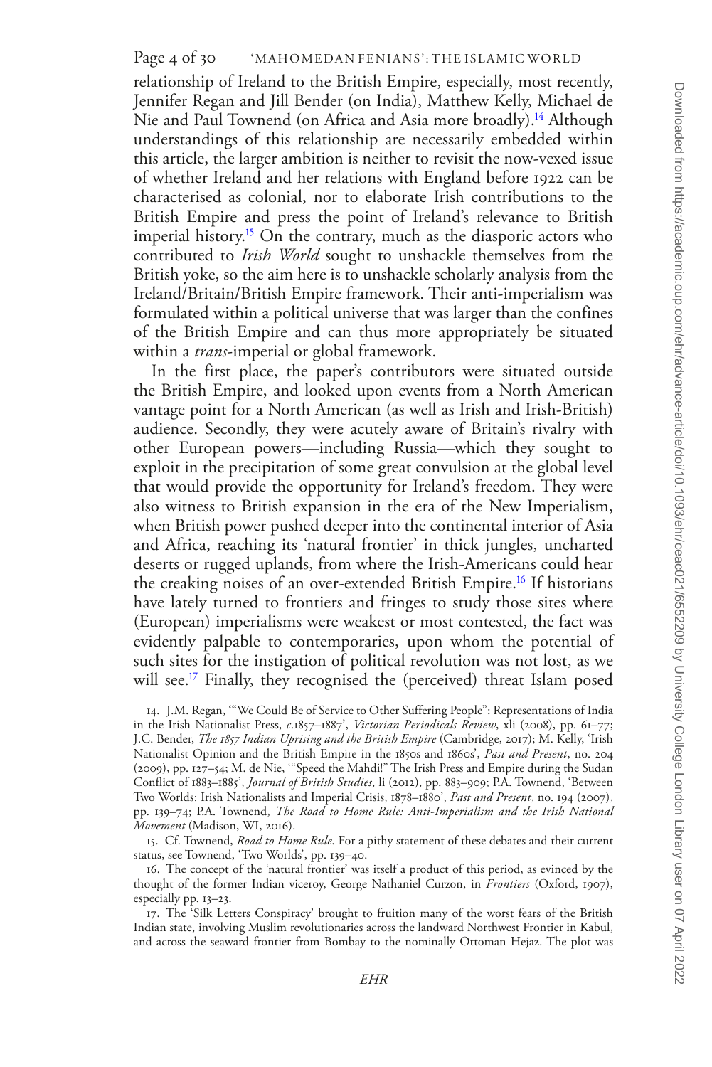relationship of Ireland to the British Empire, especially, most recently, Jennifer Regan and Jill Bender (on India), Matthew Kelly, Michael de Nie and Paul Townend (on Africa and Asia more broadly).[14] Although understandings of this relationship are necessarily embedded within this article, the larger ambition is neither to revisit the now-vexed issue of whether Ireland and her relations with England before 1922 can be characterised as colonial, nor to elaborate Irish contributions to the British Empire and press the point of Ireland's relevance to British imperial history.[15] On the contrary, much as the diasporic actors who contributed to *Irish World* sought to unshackle themselves from the British yoke, so the aim here is to unshackle scholarly analysis from the Ireland/Britain/British Empire framework. Their anti-imperialism was formulated within a political universe that was larger than the confines of the British Empire and can thus more appropriately be situated within a *trans*-imperial or global framework.

In the first place, the paper's contributors were situated outside the British Empire, and looked upon events from a North American vantage point for a North American (as well as Irish and Irish-British) audience. Secondly, they were acutely aware of Britain's rivalry with other European powers—including Russia—which they sought to exploit in the precipitation of some great convulsion at the global level that would provide the opportunity for Ireland's freedom. They were also witness to British expansion in the era of the New Imperialism, when British power pushed deeper into the continental interior of Asia and Africa, reaching its 'natural frontier' in thick jungles, uncharted deserts or rugged uplands, from where the Irish-Americans could hear the creaking noises of an over-extended British Empire.[16] If historians have lately turned to frontiers and fringes to study those sites where (European) imperialisms were weakest or most contested, the fact was evidently palpable to contemporaries, upon whom the potential of such sites for the instigation of political revolution was not lost, as we will see.[17] Finally, they recognised the (perceived) threat Islam posed

14. J.M. Regan, '"We Could Be of Service to Other Suffering People": Representations of India in the Irish Nationalist Press, *c.*1857–1887', *Victorian Periodicals Review*, xli (2008), pp. 61–77; J.C. Bender, *The 1857 Indian Uprising and the British Empire* (Cambridge, 2017); M. Kelly, 'Irish Nationalist Opinion and the British Empire in the 1850s and 1860s', *Past and Present*, no. 204 (2009), pp. 127–54; M. de Nie, '"Speed the Mahdi!" The Irish Press and Empire during the Sudan Conflict of 1883–1885', *Journal of British Studies*, li (2012), pp. 883–909; P.A. Townend, 'Between Two Worlds: Irish Nationalists and Imperial Crisis, 1878–1880', *Past and Present*, no. 194 (2007), pp. 139–74; P.A. Townend, *The Road to Home Rule: Anti-Imperialism and the Irish National Movement* (Madison, WI, 2016).

15. Cf. Townend, *Road to Home Rule*. For a pithy statement of these debates and their current status, see Townend, 'Two Worlds', pp. 139–40.

16. The concept of the 'natural frontier' was itself a product of this period, as evinced by the thought of the former Indian viceroy, George Nathaniel Curzon, in *Frontiers* (Oxford, 1907), especially pp. 13–23.

17. The 'Silk Letters Conspiracy' brought to fruition many of the worst fears of the British Indian state, involving Muslim revolutionaries across the landward Northwest Frontier in Kabul, and across the seaward frontier from Bombay to the nominally Ottoman Hejaz. The plot was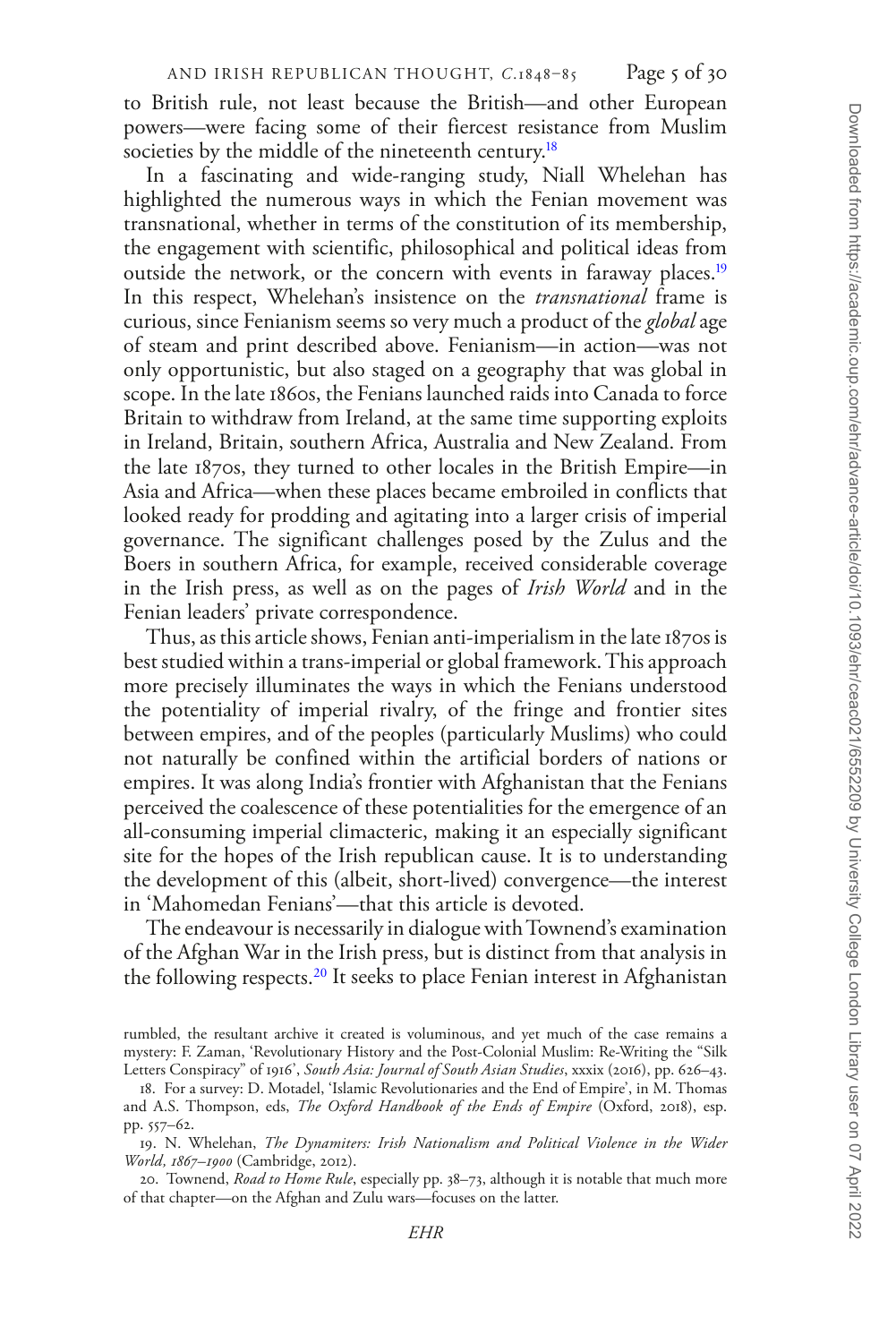to British rule, not least because the British—and other European powers—were facing some of their fiercest resistance from Muslim societies by the middle of the nineteenth century.[18]

In a fascinating and wide-ranging study, Niall Whelehan has highlighted the numerous ways in which the Fenian movement was transnational, whether in terms of the constitution of its membership, the engagement with scientific, philosophical and political ideas from outside the network, or the concern with events in faraway places.[19] In this respect, Whelehan's insistence on the *transnational* frame is curious, since Fenianism seems so very much a product of the *global* age of steam and print described above. Fenianism—in action—was not only opportunistic, but also staged on a geography that was global in scope. In the late 1860s, the Fenians launched raids into Canada to force Britain to withdraw from Ireland, at the same time supporting exploits in Ireland, Britain, southern Africa, Australia and New Zealand. From the late 1870s, they turned to other locales in the British Empire—in Asia and Africa—when these places became embroiled in conflicts that looked ready for prodding and agitating into a larger crisis of imperial governance. The significant challenges posed by the Zulus and the Boers in southern Africa, for example, received considerable coverage in the Irish press, as well as on the pages of *Irish World* and in the Fenian leaders' private correspondence.

Thus, as this article shows, Fenian anti-imperialism in the late 1870s is best studied within a trans-imperial or global framework. This approach more precisely illuminates the ways in which the Fenians understood the potentiality of imperial rivalry, of the fringe and frontier sites between empires, and of the peoples (particularly Muslims) who could not naturally be confined within the artificial borders of nations or empires. It was along India's frontier with Afghanistan that the Fenians perceived the coalescence of these potentialities for the emergence of an all-consuming imperial climacteric, making it an especially significant site for the hopes of the Irish republican cause. It is to understanding the development of this (albeit, short-lived) convergence—the interest in 'Mahomedan Fenians'—that this article is devoted.

The endeavour is necessarily in dialogue with Townend's examination of the Afghan War in the Irish press, but is distinct from that analysis in the following respects.[20] It seeks to place Fenian interest in Afghanistan

rumbled, the resultant archive it created is voluminous, and yet much of the case remains a mystery: F. Zaman, 'Revolutionary History and the Post-Colonial Muslim: Re-Writing the "Silk Letters Conspiracy" of 1916', *South Asia: Journal of South Asian Studies*, xxxix (2016), pp. 626–43.

18. For a survey: D. Motadel, 'Islamic Revolutionaries and the End of Empire', in M. Thomas and A.S. Thompson, eds, *The Oxford Handbook of the Ends of Empire* (Oxford, 2018), esp. pp. 557–62.

19. N. Whelehan, *The Dynamiters: Irish Nationalism and Political Violence in the Wider World, 1867–1900* (Cambridge, 2012).

20. Townend, *Road to Home Rule*, especially pp. 38–73, although it is notable that much more of that chapter—on the Afghan and Zulu wars—focuses on the latter.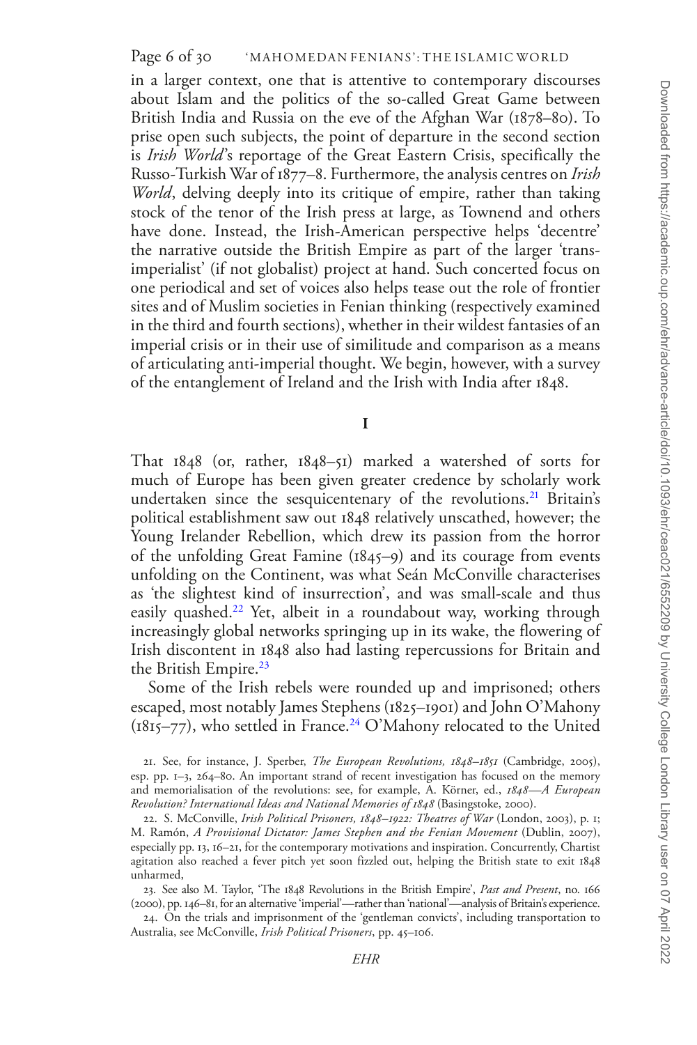in a larger context, one that is attentive to contemporary discourses about Islam and the politics of the so-called Great Game between British India and Russia on the eve of the Afghan War (1878–80). To prise open such subjects, the point of departure in the second section is *Irish World*'s reportage of the Great Eastern Crisis, specifically the Russo-Turkish War of 1877–8. Furthermore, the analysis centres on *Irish World*, delving deeply into its critique of empire, rather than taking stock of the tenor of the Irish press at large, as Townend and others have done. Instead, the Irish-American perspective helps 'decentre' the narrative outside the British Empire as part of the larger 'trans-imperialist' (if not globalist) project at hand. Such concerted focus on one periodical and set of voices also helps tease out the role of frontier sites and of Muslim societies in Fenian thinking (respectively examined in the third and fourth sections), whether in their wildest fantasies of an imperial crisis or in their use of similitude and comparison as a means of articulating anti-imperial thought. We begin, however, with a survey of the entanglement of Ireland and the Irish with India after 1848.

## I

That 1848 (or, rather, 1848–51) marked a watershed of sorts for much of Europe has been given greater credence by scholarly work undertaken since the sesquicentenary of the revolutions.[21] Britain's political establishment saw out 1848 relatively unscathed, however; the Young Irelander Rebellion, which drew its passion from the horror of the unfolding Great Famine (1845–9) and its courage from events unfolding on the Continent, was what Seán McConville characterises as 'the slightest kind of insurrection', and was small-scale and thus easily quashed.[22] Yet, albeit in a roundabout way, working through increasingly global networks springing up in its wake, the flowering of Irish discontent in 1848 also had lasting repercussions for Britain and the British Empire.[23]

Some of the Irish rebels were rounded up and imprisoned; others escaped, most notably James Stephens (1825–1901) and John O'Mahony (1815–77), who settled in France.[24] O'Mahony relocated to the United

21. See, for instance, J. Sperber, *The European Revolutions, 1848–1851* (Cambridge, 2005), esp. pp. 1–3, 264–80. An important strand of recent investigation has focused on the memory and memorialisation of the revolutions: see, for example, A. Körner, ed., *1848—A European Revolution? International Ideas and National Memories of 1848* (Basingstoke, 2000).

22. S. McConville, *Irish Political Prisoners, 1848–1922: Theatres of War* (London, 2003), p. 1; M. Ramón, *A Provisional Dictator: James Stephen and the Fenian Movement* (Dublin, 2007), especially pp. 13, 16–21, for the contemporary motivations and inspiration. Concurrently, Chartist agitation also reached a fever pitch yet soon fizzled out, helping the British state to exit 1848 unharmed,

23. See also M. Taylor, 'The 1848 Revolutions in the British Empire', *Past and Present*, no. 166 (2000), pp. 146–81, for an alternative 'imperial'—rather than 'national'—analysis of Britain's experience.

24. On the trials and imprisonment of the 'gentleman convicts', including transportation to Australia, see McConville, *Irish Political Prisoners*, pp. 45–106.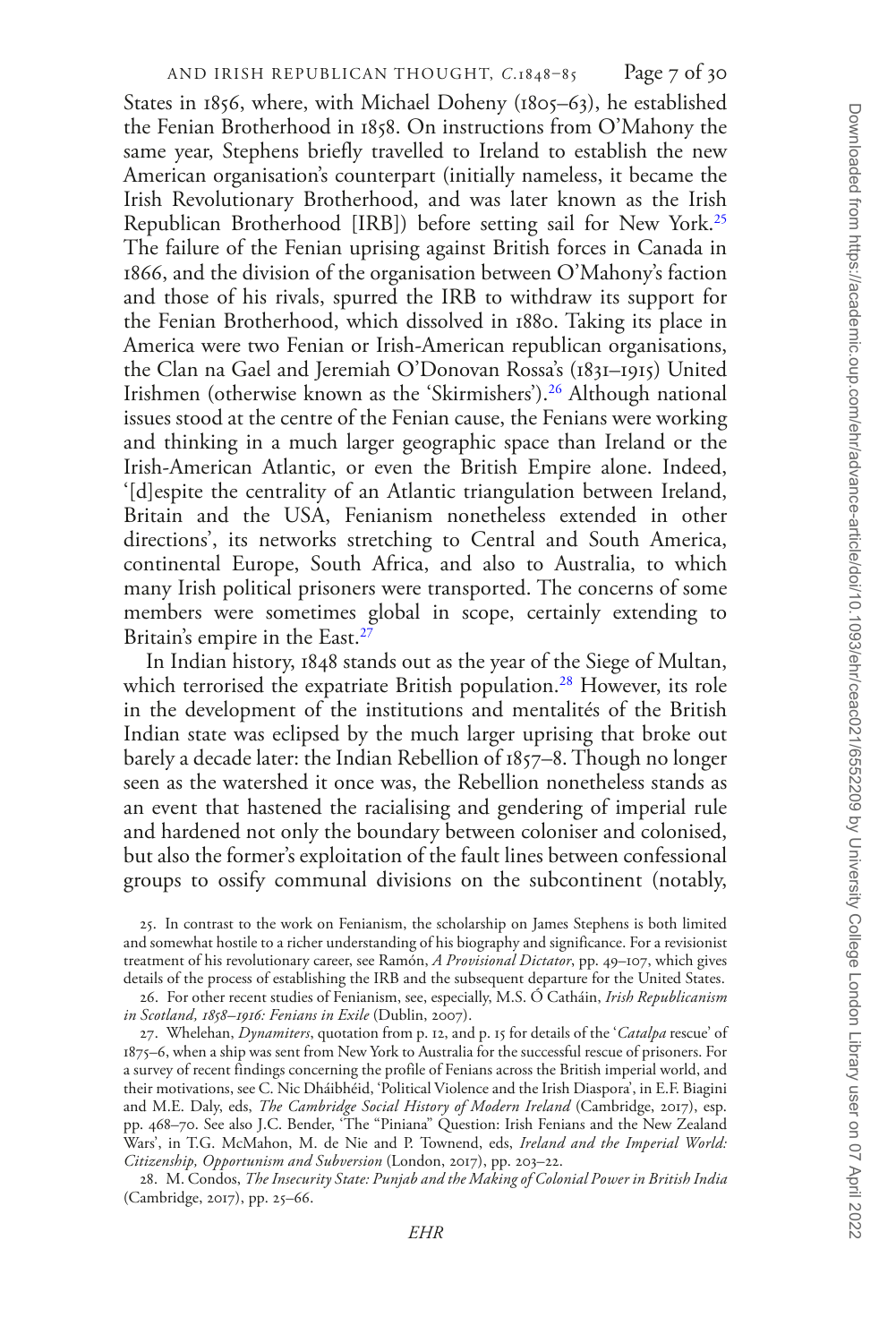States in 1856, where, with Michael Doheny (1805–63), he established the Fenian Brotherhood in 1858. On instructions from O'Mahony the same year, Stephens briefly travelled to Ireland to establish the new American organisation's counterpart (initially nameless, it became the Irish Revolutionary Brotherhood, and was later known as the Irish Republican Brotherhood [IRB]) before setting sail for New York.[25] The failure of the Fenian uprising against British forces in Canada in 1866, and the division of the organisation between O'Mahony's faction and those of his rivals, spurred the IRB to withdraw its support for the Fenian Brotherhood, which dissolved in 1880. Taking its place in America were two Fenian or Irish-American republican organisations, the Clan na Gael and Jeremiah O'Donovan Rossa's (1831–1915) United Irishmen (otherwise known as the 'Skirmishers').[26] Although national issues stood at the centre of the Fenian cause, the Fenians were working and thinking in a much larger geographic space than Ireland or the Irish-American Atlantic, or even the British Empire alone. Indeed, '[d]espite the centrality of an Atlantic triangulation between Ireland, Britain and the USA, Fenianism nonetheless extended in other directions', its networks stretching to Central and South America, continental Europe, South Africa, and also to Australia, to which many Irish political prisoners were transported. The concerns of some members were sometimes global in scope, certainly extending to Britain's empire in the East.[27]

In Indian history, 1848 stands out as the year of the Siege of Multan, which terrorised the expatriate British population.[28] However, its role in the development of the institutions and mentalités of the British Indian state was eclipsed by the much larger uprising that broke out barely a decade later: the Indian Rebellion of 1857–8. Though no longer seen as the watershed it once was, the Rebellion nonetheless stands as an event that hastened the racialising and gendering of imperial rule and hardened not only the boundary between coloniser and colonised, but also the former's exploitation of the fault lines between confessional groups to ossify communal divisions on the subcontinent (notably,

25. In contrast to the work on Fenianism, the scholarship on James Stephens is both limited and somewhat hostile to a richer understanding of his biography and significance. For a revisionist treatment of his revolutionary career, see Ramón, *A Provisional Dictator*, pp. 49–107, which gives details of the process of establishing the IRB and the subsequent departure for the United States.

26. For other recent studies of Fenianism, see, especially, M.S. Ó Catháin, *Irish Republicanism in Scotland, 1858–1916: Fenians in Exile* (Dublin, 2007).

27. Whelehan, *Dynamiters*, quotation from p. 12, and p. 15 for details of the '*Catalpa* rescue' of 1875–6, when a ship was sent from New York to Australia for the successful rescue of prisoners. For a survey of recent findings concerning the profile of Fenians across the British imperial world, and their motivations, see C. Nic Dháibhéid, 'Political Violence and the Irish Diaspora', in E.F. Biagini and M.E. Daly, eds, *The Cambridge Social History of Modern Ireland* (Cambridge, 2017), esp. pp. 468–70. See also J.C. Bender, 'The "Piniana" Question: Irish Fenians and the New Zealand Wars', in T.G. McMahon, M. de Nie and P. Townend, eds, *Ireland and the Imperial World: Citizenship, Opportunism and Subversion* (London, 2017), pp. 203–22.

28. M. Condos, *The Insecurity State: Punjab and the Making of Colonial Power in British India* (Cambridge, 2017), pp. 25–66.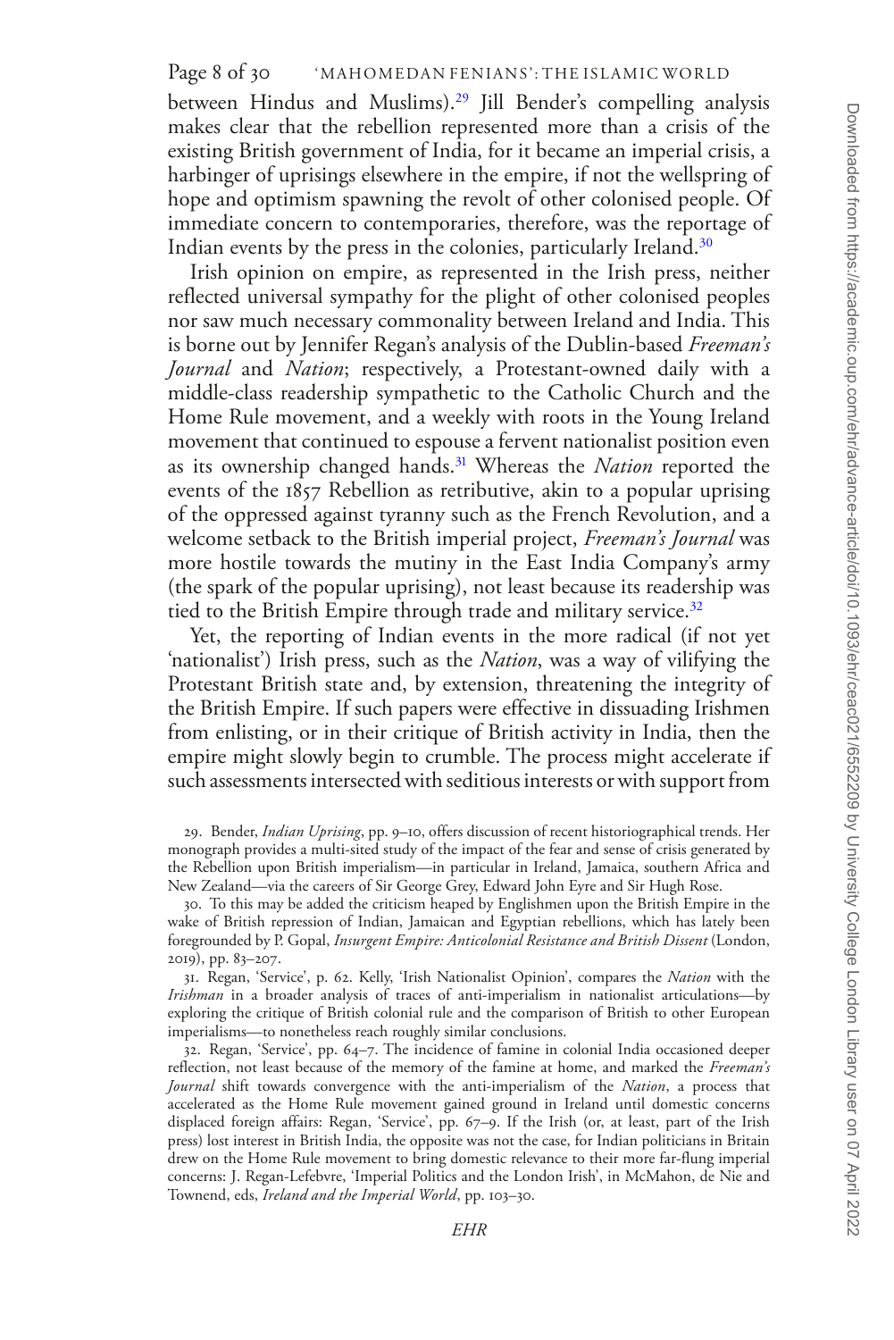between Hindus and Muslims).[29] Jill Bender's compelling analysis makes clear that the rebellion represented more than a crisis of the existing British government of India, for it became an imperial crisis, a harbinger of uprisings elsewhere in the empire, if not the wellspring of hope and optimism spawning the revolt of other colonised people. Of immediate concern to contemporaries, therefore, was the reportage of Indian events by the press in the colonies, particularly Ireland.[30]

Irish opinion on empire, as represented in the Irish press, neither reflected universal sympathy for the plight of other colonised peoples nor saw much necessary commonality between Ireland and India. This is borne out by Jennifer Regan's analysis of the Dublin-based *Freeman's Journal* and *Nation*; respectively, a Protestant-owned daily with a middle-class readership sympathetic to the Catholic Church and the Home Rule movement, and a weekly with roots in the Young Ireland movement that continued to espouse a fervent nationalist position even as its ownership changed hands.[31] Whereas the *Nation* reported the events of the 1857 Rebellion as retributive, akin to a popular uprising of the oppressed against tyranny such as the French Revolution, and a welcome setback to the British imperial project, *Freeman's Journal* was more hostile towards the mutiny in the East India Company's army (the spark of the popular uprising), not least because its readership was tied to the British Empire through trade and military service.[32]

Yet, the reporting of Indian events in the more radical (if not yet 'nationalist') Irish press, such as the *Nation*, was a way of vilifying the Protestant British state and, by extension, threatening the integrity of the British Empire. If such papers were effective in dissuading Irishmen from enlisting, or in their critique of British activity in India, then the empire might slowly begin to crumble. The process might accelerate if such assessments intersected with seditious interests or with support from

29. Bender, *Indian Uprising*, pp. 9–10, offers discussion of recent historiographical trends. Her monograph provides a multi-sited study of the impact of the fear and sense of crisis generated by the Rebellion upon British imperialism—in particular in Ireland, Jamaica, southern Africa and New Zealand—via the careers of Sir George Grey, Edward John Eyre and Sir Hugh Rose.

30. To this may be added the criticism heaped by Englishmen upon the British Empire in the wake of British repression of Indian, Jamaican and Egyptian rebellions, which has lately been foregrounded by P. Gopal, *Insurgent Empire: Anticolonial Resistance and British Dissent* (London, 2019), pp. 83–207.

31. Regan, 'Service', p. 62. Kelly, 'Irish Nationalist Opinion', compares the *Nation* with the *Irishman* in a broader analysis of traces of anti-imperialism in nationalist articulations—by exploring the critique of British colonial rule and the comparison of British to other European imperialisms—to nonetheless reach roughly similar conclusions.

32. Regan, 'Service', pp. 64–7. The incidence of famine in colonial India occasioned deeper reflection, not least because of the memory of the famine at home, and marked the *Freeman's Journal* shift towards convergence with the anti-imperialism of the *Nation*, a process that accelerated as the Home Rule movement gained ground in Ireland until domestic concerns displaced foreign affairs: Regan, 'Service', pp. 67–9. If the Irish (or, at least, part of the Irish press) lost interest in British India, the opposite was not the case, for Indian politicians in Britain drew on the Home Rule movement to bring domestic relevance to their more far-flung imperial concerns: J. Regan-Lefebvre, 'Imperial Politics and the London Irish', in McMahon, de Nie and Townend, eds, *Ireland and the Imperial World*, pp. 103–30.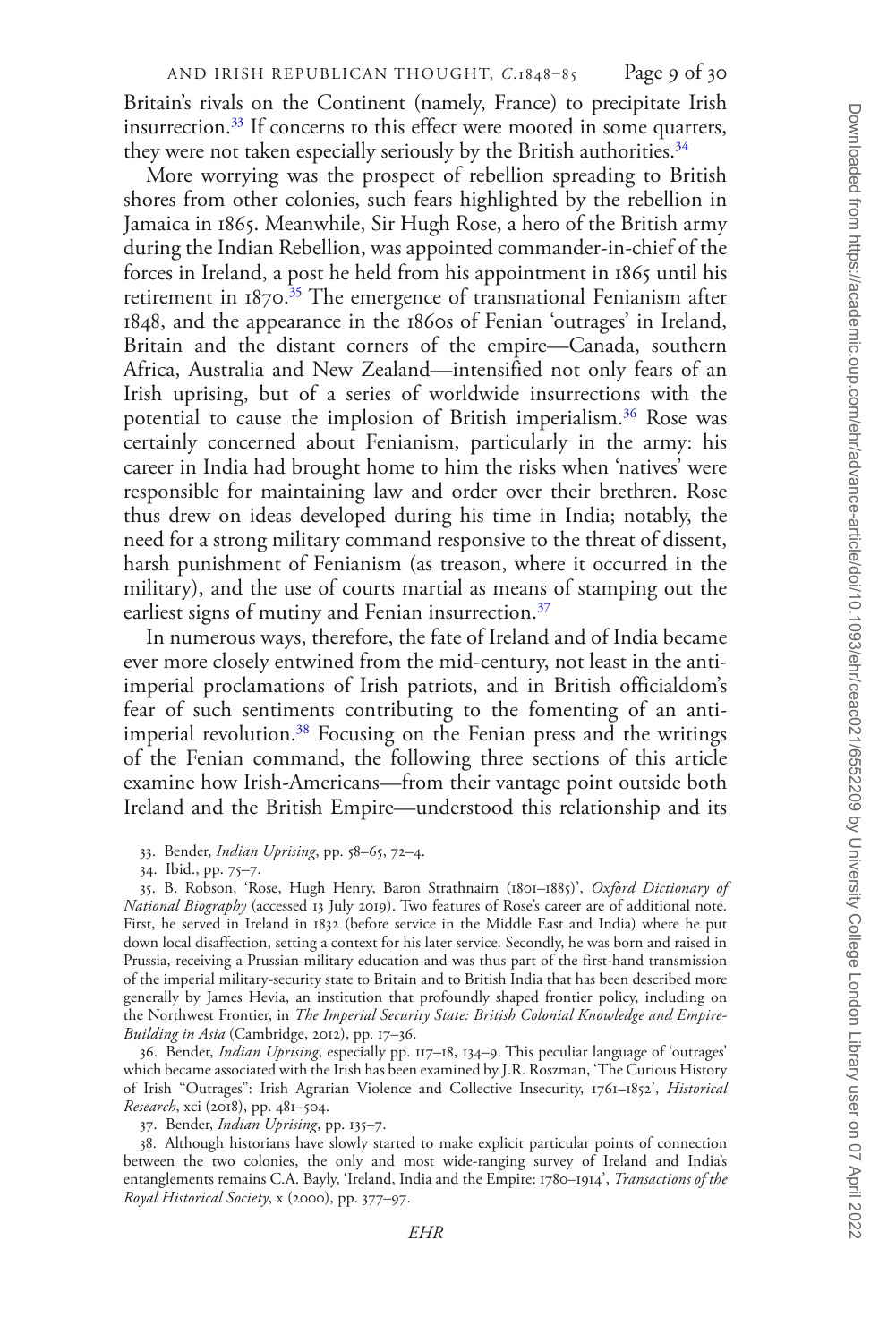Britain's rivals on the Continent (namely, France) to precipitate Irish insurrection.[33] If concerns to this effect were mooted in some quarters, they were not taken especially seriously by the British authorities.[34]

More worrying was the prospect of rebellion spreading to British shores from other colonies, such fears highlighted by the rebellion in Jamaica in 1865. Meanwhile, Sir Hugh Rose, a hero of the British army during the Indian Rebellion, was appointed commander-in-chief of the forces in Ireland, a post he held from his appointment in 1865 until his retirement in 1870.[35] The emergence of transnational Fenianism after 1848, and the appearance in the 1860s of Fenian 'outrages' in Ireland, Britain and the distant corners of the empire—Canada, southern Africa, Australia and New Zealand—intensified not only fears of an Irish uprising, but of a series of worldwide insurrections with the potential to cause the implosion of British imperialism.[36] Rose was certainly concerned about Fenianism, particularly in the army: his career in India had brought home to him the risks when 'natives' were responsible for maintaining law and order over their brethren. Rose thus drew on ideas developed during his time in India; notably, the need for a strong military command responsive to the threat of dissent, harsh punishment of Fenianism (as treason, where it occurred in the military), and the use of courts martial as means of stamping out the earliest signs of mutiny and Fenian insurrection.[37]

In numerous ways, therefore, the fate of Ireland and of India became ever more closely entwined from the mid-century, not least in the anti-imperial proclamations of Irish patriots, and in British officialdom's fear of such sentiments contributing to the fomenting of an anti-imperial revolution.[38] Focusing on the Fenian press and the writings of the Fenian command, the following three sections of this article examine how Irish-Americans—from their vantage point outside both Ireland and the British Empire—understood this relationship and its

33. Bender, *Indian Uprising*, pp. 58–65, 72–4.

34. Ibid., pp. 75–7.

35. B. Robson, 'Rose, Hugh Henry, Baron Strathnairn (1801–1885)', *Oxford Dictionary of National Biography* (accessed 13 July 2019). Two features of Rose's career are of additional note. First, he served in Ireland in 1832 (before service in the Middle East and India) where he put down local disaffection, setting a context for his later service. Secondly, he was born and raised in Prussia, receiving a Prussian military education and was thus part of the first-hand transmission of the imperial military-security state to Britain and to British India that has been described more generally by James Hevia, an institution that profoundly shaped frontier policy, including on the Northwest Frontier, in *The Imperial Security State: British Colonial Knowledge and Empire-Building in Asia* (Cambridge, 2012), pp. 17–36.

36. Bender, *Indian Uprising*, especially pp. 117–18, 134–9. This peculiar language of 'outrages' which became associated with the Irish has been examined by J.R. Roszman, 'The Curious History of Irish "Outrages": Irish Agrarian Violence and Collective Insecurity, 1761–1852', *Historical Research*, xci (2018), pp. 481–504.

37. Bender, *Indian Uprising*, pp. 135–7.

38. Although historians have slowly started to make explicit particular points of connection between the two colonies, the only and most wide-ranging survey of Ireland and India's entanglements remains C.A. Bayly, 'Ireland, India and the Empire: 1780–1914', *Transactions of the Royal Historical Society*, x (2000), pp. 377–97.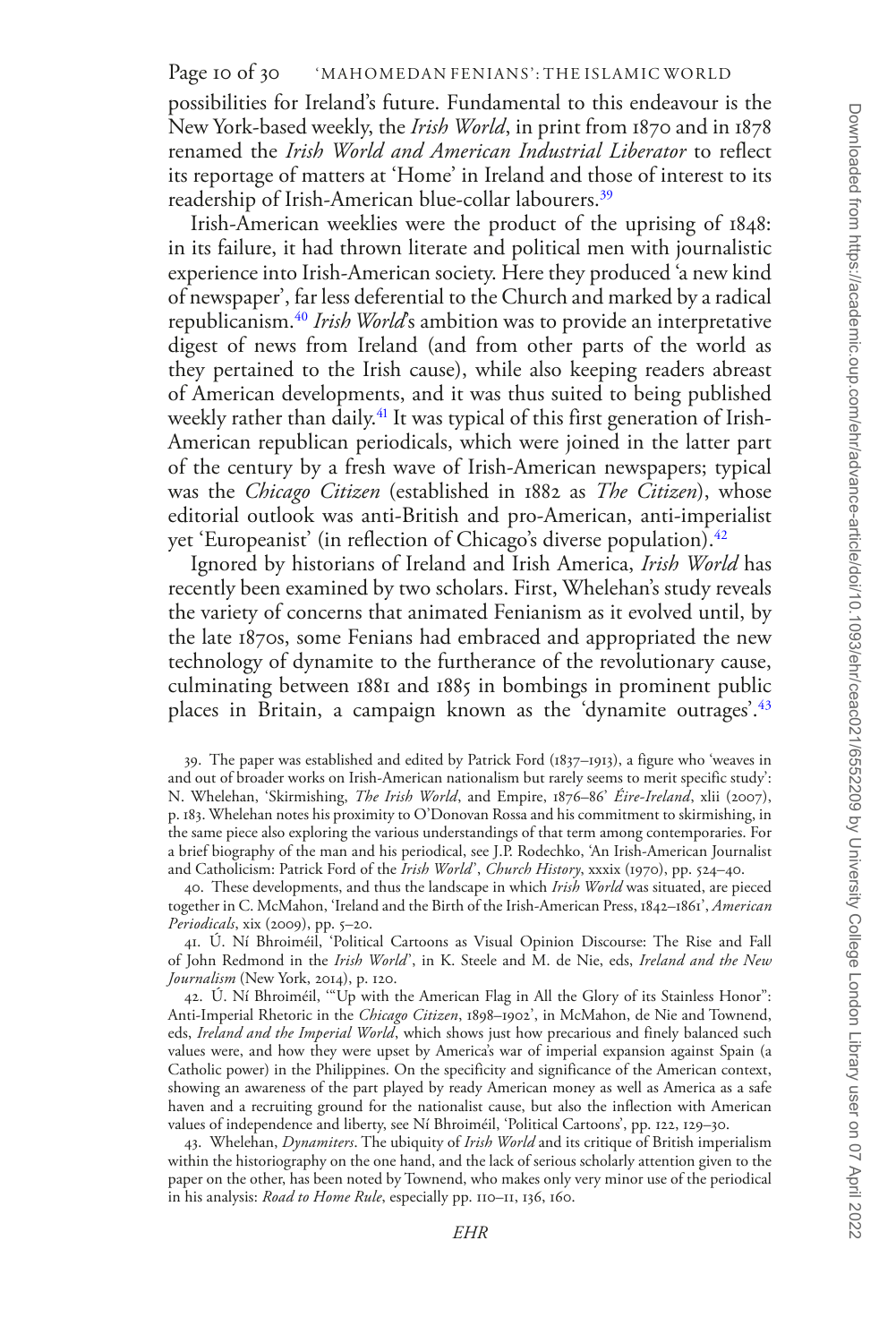possibilities for Ireland's future. Fundamental to this endeavour is the New York-based weekly, the *Irish World*, in print from 1870 and in 1878 renamed the *Irish World and American Industrial Liberator* to reflect its reportage of matters at 'Home' in Ireland and those of interest to its readership of Irish-American blue-collar labourers.[39]

Irish-American weeklies were the product of the uprising of 1848: in its failure, it had thrown literate and political men with journalistic experience into Irish-American society. Here they produced 'a new kind of newspaper', far less deferential to the Church and marked by a radical republicanism.[40] *Irish World*'s ambition was to provide an interpretative digest of news from Ireland (and from other parts of the world as they pertained to the Irish cause), while also keeping readers abreast of American developments, and it was thus suited to being published weekly rather than daily.[41] It was typical of this first generation of Irish-American republican periodicals, which were joined in the latter part of the century by a fresh wave of Irish-American newspapers; typical was the *Chicago Citizen* (established in 1882 as *The Citizen*), whose editorial outlook was anti-British and pro-American, anti-imperialist yet 'Europeanist' (in reflection of Chicago's diverse population).[42]

Ignored by historians of Ireland and Irish America, *Irish World* has recently been examined by two scholars. First, Whelehan's study reveals the variety of concerns that animated Fenianism as it evolved until, by the late 1870s, some Fenians had embraced and appropriated the new technology of dynamite to the furtherance of the revolutionary cause, culminating between 1881 and 1885 in bombings in prominent public places in Britain, a campaign known as the 'dynamite outrages'.[43]

39. The paper was established and edited by Patrick Ford (1837–1913), a figure who 'weaves in and out of broader works on Irish-American nationalism but rarely seems to merit specific study': N. Whelehan, 'Skirmishing, *The Irish World*, and Empire, 1876–86' *Éire-Ireland*, xlii (2007), p. 183. Whelehan notes his proximity to O'Donovan Rossa and his commitment to skirmishing, in the same piece also exploring the various understandings of that term among contemporaries. For a brief biography of the man and his periodical, see J.P. Rodechko, 'An Irish-American Journalist and Catholicism: Patrick Ford of the *Irish World*', *Church History*, xxxix (1970), pp. 524–40.

40. These developments, and thus the landscape in which *Irish World* was situated, are pieced together in C. McMahon, 'Ireland and the Birth of the Irish-American Press, 1842–1861', *American Periodicals*, xix (2009), pp. 5–20.

41. Ú. Ní Bhroiméil, 'Political Cartoons as Visual Opinion Discourse: The Rise and Fall of John Redmond in the *Irish World*', in K. Steele and M. de Nie, eds, *Ireland and the New Journalism* (New York, 2014), p. 120.

42. Ú. Ní Bhroiméil, '"Up with the American Flag in All the Glory of its Stainless Honor": Anti-Imperial Rhetoric in the *Chicago Citizen*, 1898–1902', in McMahon, de Nie and Townend, eds, *Ireland and the Imperial World*, which shows just how precarious and finely balanced such values were, and how they were upset by America's war of imperial expansion against Spain (a Catholic power) in the Philippines. On the specificity and significance of the American context, showing an awareness of the part played by ready American money as well as America as a safe haven and a recruiting ground for the nationalist cause, but also the inflection with American values of independence and liberty, see Ní Bhroiméil, 'Political Cartoons', pp. 122, 129–30.

43. Whelehan, *Dynamiters*. The ubiquity of *Irish World* and its critique of British imperialism within the historiography on the one hand, and the lack of serious scholarly attention given to the paper on the other, has been noted by Townend, who makes only very minor use of the periodical in his analysis: *Road to Home Rule*, especially pp. 110–11, 136, 160.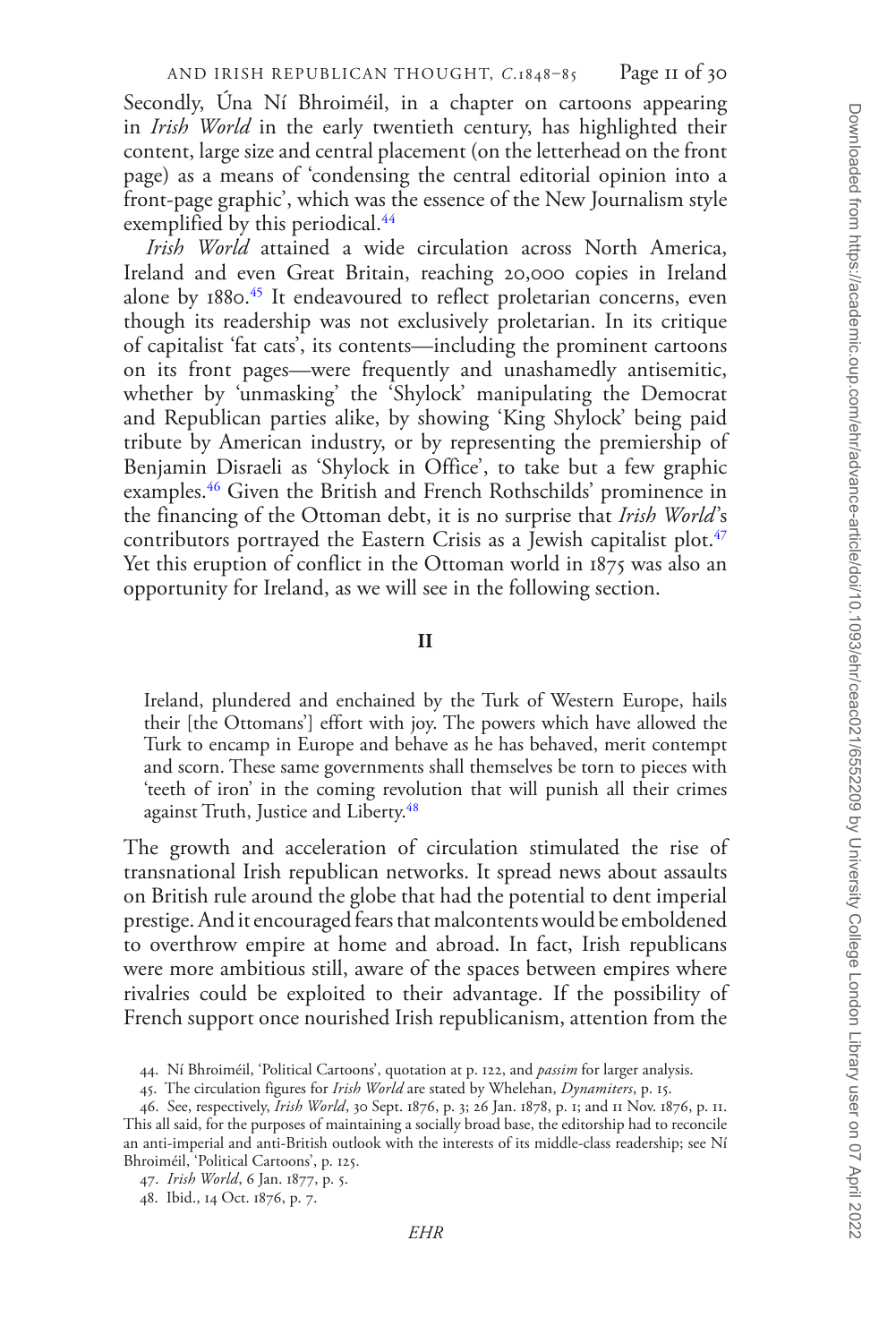Secondly, Úna Ní Bhroiméil, in a chapter on cartoons appearing in *Irish World* in the early twentieth century, has highlighted their content, large size and central placement (on the letterhead on the front page) as a means of 'condensing the central editorial opinion into a front-page graphic', which was the essence of the New Journalism style exemplified by this periodical.[44]

*Irish World* attained a wide circulation across North America, Ireland and even Great Britain, reaching 20,000 copies in Ireland alone by 1880.[45] It endeavoured to reflect proletarian concerns, even though its readership was not exclusively proletarian. In its critique of capitalist 'fat cats', its contents—including the prominent cartoons on its front pages—were frequently and unashamedly antisemitic, whether by 'unmasking' the 'Shylock' manipulating the Democrat and Republican parties alike, by showing 'King Shylock' being paid tribute by American industry, or by representing the premiership of Benjamin Disraeli as 'Shylock in Office', to take but a few graphic examples.[46] Given the British and French Rothschilds' prominence in the financing of the Ottoman debt, it is no surprise that *Irish World*'s contributors portrayed the Eastern Crisis as a Jewish capitalist plot.[47] Yet this eruption of conflict in the Ottoman world in 1875 was also an opportunity for Ireland, as we will see in the following section.

## II

> Ireland, plundered and enchained by the Turk of Western Europe, hails their [the Ottomans'] effort with joy. The powers which have allowed the Turk to encamp in Europe and behave as he has behaved, merit contempt and scorn. These same governments shall themselves be torn to pieces with 'teeth of iron' in the coming revolution that will punish all their crimes against Truth, Justice and Liberty.[48]

The growth and acceleration of circulation stimulated the rise of transnational Irish republican networks. It spread news about assaults on British rule around the globe that had the potential to dent imperial prestige. And it encouraged fears that malcontents would be emboldened to overthrow empire at home and abroad. In fact, Irish republicans were more ambitious still, aware of the spaces between empires where rivalries could be exploited to their advantage. If the possibility of French support once nourished Irish republicanism, attention from the

44. Ní Bhroiméil, 'Political Cartoons', quotation at p. 122, and *passim* for larger analysis.

45. The circulation figures for *Irish World* are stated by Whelehan, *Dynamiters*, p. 15.

46. See, respectively, *Irish World*, 30 Sept. 1876, p. 3; 26 Jan. 1878, p. 1; and 11 Nov. 1876, p. 11. This all said, for the purposes of maintaining a socially broad base, the editorship had to reconcile an anti-imperial and anti-British outlook with the interests of its middle-class readership; see Ní Bhroiméil, 'Political Cartoons', p. 125.

47. *Irish World*, 6 Jan. 1877, p. 5.

48. Ibid., 14 Oct. 1876, p. 7.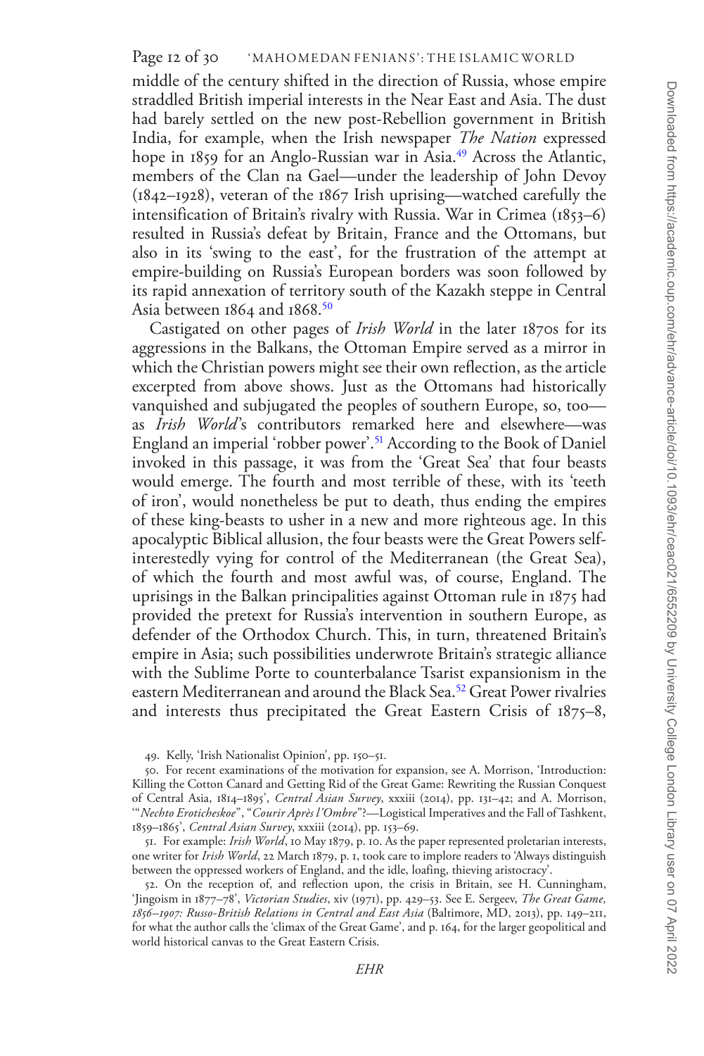middle of the century shifted in the direction of Russia, whose empire straddled British imperial interests in the Near East and Asia. The dust had barely settled on the new post-Rebellion government in British India, for example, when the Irish newspaper *The Nation* expressed hope in 1859 for an Anglo-Russian war in Asia.[49] Across the Atlantic, members of the Clan na Gael—under the leadership of John Devoy (1842–1928), veteran of the 1867 Irish uprising—watched carefully the intensification of Britain's rivalry with Russia. War in Crimea (1853–6) resulted in Russia's defeat by Britain, France and the Ottomans, but also in its 'swing to the east', for the frustration of the attempt at empire-building on Russia's European borders was soon followed by its rapid annexation of territory south of the Kazakh steppe in Central Asia between 1864 and 1868.[50]

Castigated on other pages of *Irish World* in the later 1870s for its aggressions in the Balkans, the Ottoman Empire served as a mirror in which the Christian powers might see their own reflection, as the article excerpted from above shows. Just as the Ottomans had historically vanquished and subjugated the peoples of southern Europe, so, too—as *Irish World*'s contributors remarked here and elsewhere—was England an imperial 'robber power'.[51] According to the Book of Daniel invoked in this passage, it was from the 'Great Sea' that four beasts would emerge. The fourth and most terrible of these, with its 'teeth of iron', would nonetheless be put to death, thus ending the empires of these king-beasts to usher in a new and more righteous age. In this apocalyptic Biblical allusion, the four beasts were the Great Powers self-interestedly vying for control of the Mediterranean (the Great Sea), of which the fourth and most awful was, of course, England. The uprisings in the Balkan principalities against Ottoman rule in 1875 had provided the pretext for Russia's intervention in southern Europe, as defender of the Orthodox Church. This, in turn, threatened Britain's empire in Asia; such possibilities underwrote Britain's strategic alliance with the Sublime Porte to counterbalance Tsarist expansionism in the eastern Mediterranean and around the Black Sea.[52] Great Power rivalries and interests thus precipitated the Great Eastern Crisis of 1875–8,

49. Kelly, 'Irish Nationalist Opinion', pp. 150–51.

50. For recent examinations of the motivation for expansion, see A. Morrison, 'Introduction: Killing the Cotton Canard and Getting Rid of the Great Game: Rewriting the Russian Conquest of Central Asia, 1814–1895', *Central Asian Survey*, xxxiii (2014), pp. 131–42; and A. Morrison, '"*Nechto Eroticheskoe*", "*Courir Après l'Ombre*"?—Logistical Imperatives and the Fall of Tashkent, 1859–1865', *Central Asian Survey*, xxxiii (2014), pp. 153–69.

51. For example: *Irish World*, 10 May 1879, p. 10. As the paper represented proletarian interests, one writer for *Irish World*, 22 March 1879, p. 1, took care to implore readers to 'Always distinguish between the oppressed workers of England, and the idle, loafing, thieving aristocracy'.

52. On the reception of, and reflection upon, the crisis in Britain, see H. Cunningham, 'Jingoism in 1877–78', *Victorian Studies*, xiv (1971), pp. 429–53. See E. Sergeev, *The Great Game, 1856–1907: Russo-British Relations in Central and East Asia* (Baltimore, MD, 2013), pp. 149–211, for what the author calls the 'climax of the Great Game', and p. 164, for the larger geopolitical and world historical canvas to the Great Eastern Crisis.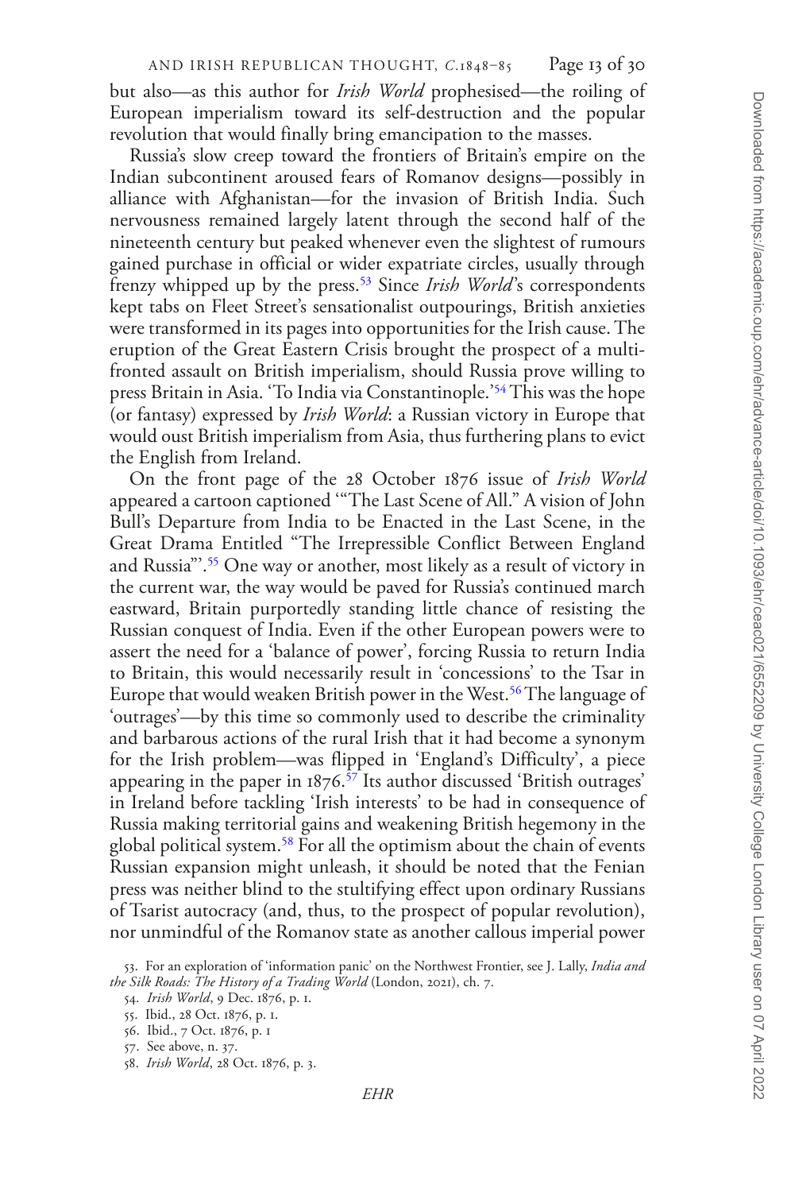but also—as this author for *Irish World* prophesised—the roiling of European imperialism toward its self-destruction and the popular revolution that would finally bring emancipation to the masses.

Russia's slow creep toward the frontiers of Britain's empire on the Indian subcontinent aroused fears of Romanov designs—possibly in alliance with Afghanistan—for the invasion of British India. Such nervousness remained largely latent through the second half of the nineteenth century but peaked whenever even the slightest of rumours gained purchase in official or wider expatriate circles, usually through frenzy whipped up by the press.[53] Since *Irish World*'s correspondents kept tabs on Fleet Street's sensationalist outpourings, British anxieties were transformed in its pages into opportunities for the Irish cause. The eruption of the Great Eastern Crisis brought the prospect of a multi-fronted assault on British imperialism, should Russia prove willing to press Britain in Asia. 'To India via Constantinople.'[54] This was the hope (or fantasy) expressed by *Irish World*: a Russian victory in Europe that would oust British imperialism from Asia, thus furthering plans to evict the English from Ireland.

On the front page of the 28 October 1876 issue of *Irish World* appeared a cartoon captioned '"The Last Scene of All." A vision of John Bull's Departure from India to be Enacted in the Last Scene, in the Great Drama Entitled "The Irrepressible Conflict Between England and Russia"'.[55] One way or another, most likely as a result of victory in the current war, the way would be paved for Russia's continued march eastward, Britain purportedly standing little chance of resisting the Russian conquest of India. Even if the other European powers were to assert the need for a 'balance of power', forcing Russia to return India to Britain, this would necessarily result in 'concessions' to the Tsar in Europe that would weaken British power in the West.[56] The language of 'outrages'—by this time so commonly used to describe the criminality and barbarous actions of the rural Irish that it had become a synonym for the Irish problem—was flipped in 'England's Difficulty', a piece appearing in the paper in 1876.[57] Its author discussed 'British outrages' in Ireland before tackling 'Irish interests' to be had in consequence of Russia making territorial gains and weakening British hegemony in the global political system.[58] For all the optimism about the chain of events Russian expansion might unleash, it should be noted that the Fenian press was neither blind to the stultifying effect upon ordinary Russians of Tsarist autocracy (and, thus, to the prospect of popular revolution), nor unmindful of the Romanov state as another callous imperial power

53. For an exploration of 'information panic' on the Northwest Frontier, see J. Lally, *India and the Silk Roads: The History of a Trading World* (London, 2021), ch. 7.

54. *Irish World*, 9 Dec. 1876, p. 1.

55. Ibid., 28 Oct. 1876, p. 1.

56. Ibid., 7 Oct. 1876, p. 1

57. See above, n. 37.

58. *Irish World*, 28 Oct. 1876, p. 3.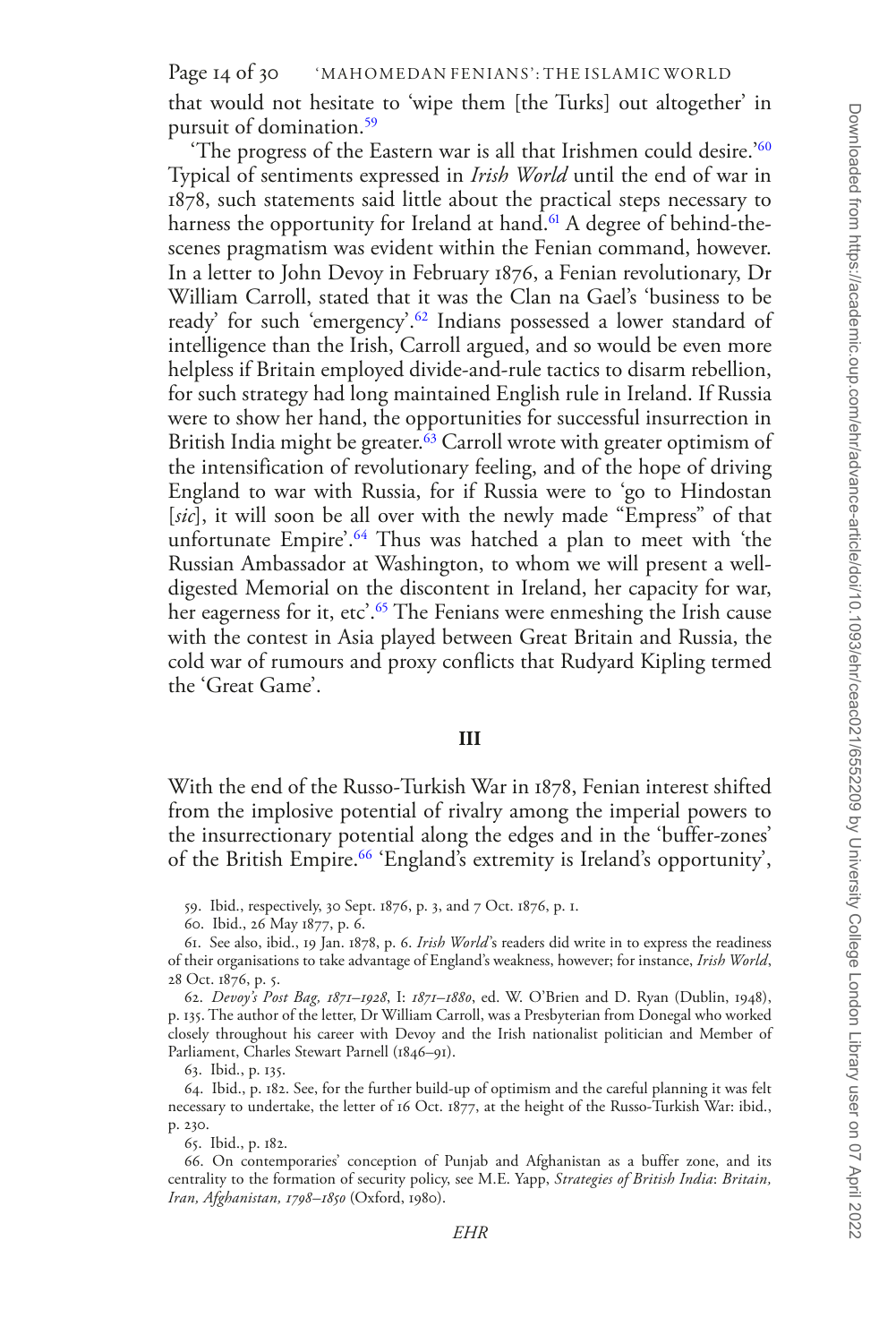that would not hesitate to 'wipe them [the Turks] out altogether' in pursuit of domination.[59]

'The progress of the Eastern war is all that Irishmen could desire.'[60] Typical of sentiments expressed in *Irish World* until the end of war in 1878, such statements said little about the practical steps necessary to harness the opportunity for Ireland at hand.[61] A degree of behind-the-scenes pragmatism was evident within the Fenian command, however. In a letter to John Devoy in February 1876, a Fenian revolutionary, Dr William Carroll, stated that it was the Clan na Gael's 'business to be ready' for such 'emergency'.[62] Indians possessed a lower standard of intelligence than the Irish, Carroll argued, and so would be even more helpless if Britain employed divide-and-rule tactics to disarm rebellion, for such strategy had long maintained English rule in Ireland. If Russia were to show her hand, the opportunities for successful insurrection in British India might be greater.[63] Carroll wrote with greater optimism of the intensification of revolutionary feeling, and of the hope of driving England to war with Russia, for if Russia were to 'go to Hindostan [*sic*], it will soon be all over with the newly made "Empress" of that unfortunate Empire'.[64] Thus was hatched a plan to meet with 'the Russian Ambassador at Washington, to whom we will present a well-digested Memorial on the discontent in Ireland, her capacity for war, her eagerness for it, etc'.[65] The Fenians were enmeshing the Irish cause with the contest in Asia played between Great Britain and Russia, the cold war of rumours and proxy conflicts that Rudyard Kipling termed the 'Great Game'.

## III

With the end of the Russo-Turkish War in 1878, Fenian interest shifted from the implosive potential of rivalry among the imperial powers to the insurrectionary potential along the edges and in the 'buffer-zones' of the British Empire.[66] 'England's extremity is Ireland's opportunity',

59. Ibid., respectively, 30 Sept. 1876, p. 3, and 7 Oct. 1876, p. 1.

60. Ibid., 26 May 1877, p. 6.

61. See also, ibid., 19 Jan. 1878, p. 6. *Irish World*'s readers did write in to express the readiness of their organisations to take advantage of England's weakness, however; for instance, *Irish World*, 28 Oct. 1876, p. 5.

62. *Devoy's Post Bag, 1871–1928*, I: *1871–1880*, ed. W. O'Brien and D. Ryan (Dublin, 1948), p. 135. The author of the letter, Dr William Carroll, was a Presbyterian from Donegal who worked closely throughout his career with Devoy and the Irish nationalist politician and Member of Parliament, Charles Stewart Parnell (1846–91).

63. Ibid., p. 135.

64. Ibid., p. 182. See, for the further build-up of optimism and the careful planning it was felt necessary to undertake, the letter of 16 Oct. 1877, at the height of the Russo-Turkish War: ibid., p. 230.

65. Ibid., p. 182.

66. On contemporaries' conception of Punjab and Afghanistan as a buffer zone, and its centrality to the formation of security policy, see M.E. Yapp, *Strategies of British India*: *Britain, Iran, Afghanistan, 1798–1850* (Oxford, 1980).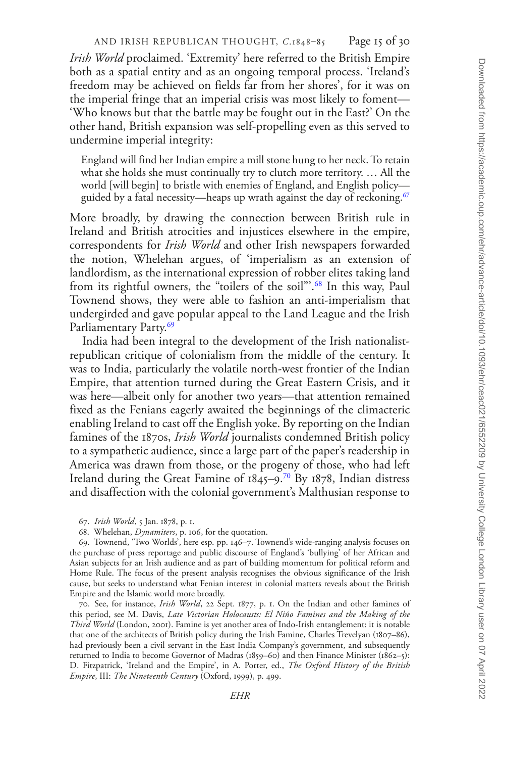*Irish World* proclaimed. 'Extremity' here referred to the British Empire both as a spatial entity and as an ongoing temporal process. 'Ireland's freedom may be achieved on fields far from her shores', for it was on the imperial fringe that an imperial crisis was most likely to foment—'Who knows but that the battle may be fought out in the East?' On the other hand, British expansion was self-propelling even as this served to undermine imperial integrity:

> England will find her Indian empire a mill stone hung to her neck. To retain what she holds she must continually try to clutch more territory. … All the world [will begin] to bristle with enemies of England, and English policy—guided by a fatal necessity—heaps up wrath against the day of reckoning.[67]

More broadly, by drawing the connection between British rule in Ireland and British atrocities and injustices elsewhere in the empire, correspondents for *Irish World* and other Irish newspapers forwarded the notion, Whelehan argues, of 'imperialism as an extension of landlordism, as the international expression of robber elites taking land from its rightful owners, the "toilers of the soil"'.[68] In this way, Paul Townend shows, they were able to fashion an anti-imperialism that undergirded and gave popular appeal to the Land League and the Irish Parliamentary Party.[69]

India had been integral to the development of the Irish nationalist-republican critique of colonialism from the middle of the century. It was to India, particularly the volatile north-west frontier of the Indian Empire, that attention turned during the Great Eastern Crisis, and it was here—albeit only for another two years—that attention remained fixed as the Fenians eagerly awaited the beginnings of the climacteric enabling Ireland to cast off the English yoke. By reporting on the Indian famines of the 1870s, *Irish World* journalists condemned British policy to a sympathetic audience, since a large part of the paper's readership in America was drawn from those, or the progeny of those, who had left Ireland during the Great Famine of 1845–9.[70] By 1878, Indian distress and disaffection with the colonial government's Malthusian response to

67. *Irish World*, 5 Jan. 1878, p. 1.

68. Whelehan, *Dynamiters*, p. 106, for the quotation.

69. Townend, 'Two Worlds', here esp. pp. 146–7. Townend's wide-ranging analysis focuses on the purchase of press reportage and public discourse of England's 'bullying' of her African and Asian subjects for an Irish audience and as part of building momentum for political reform and Home Rule. The focus of the present analysis recognises the obvious significance of the Irish cause, but seeks to understand what Fenian interest in colonial matters reveals about the British Empire and the Islamic world more broadly.

70. See, for instance, *Irish World*, 22 Sept. 1877, p. 1. On the Indian and other famines of this period, see M. Davis, *Late Victorian Holocausts: El Niño Famines and the Making of the Third World* (London, 2001). Famine is yet another area of Indo-Irish entanglement: it is notable that one of the architects of British policy during the Irish Famine, Charles Trevelyan (1807–86), had previously been a civil servant in the East India Company's government, and subsequently returned to India to become Governor of Madras (1859–60) and then Finance Minister (1862–5): D. Fitzpatrick, 'Ireland and the Empire', in A. Porter, ed., *The Oxford History of the British Empire*, III: *The Nineteenth Century* (Oxford, 1999), p. 499.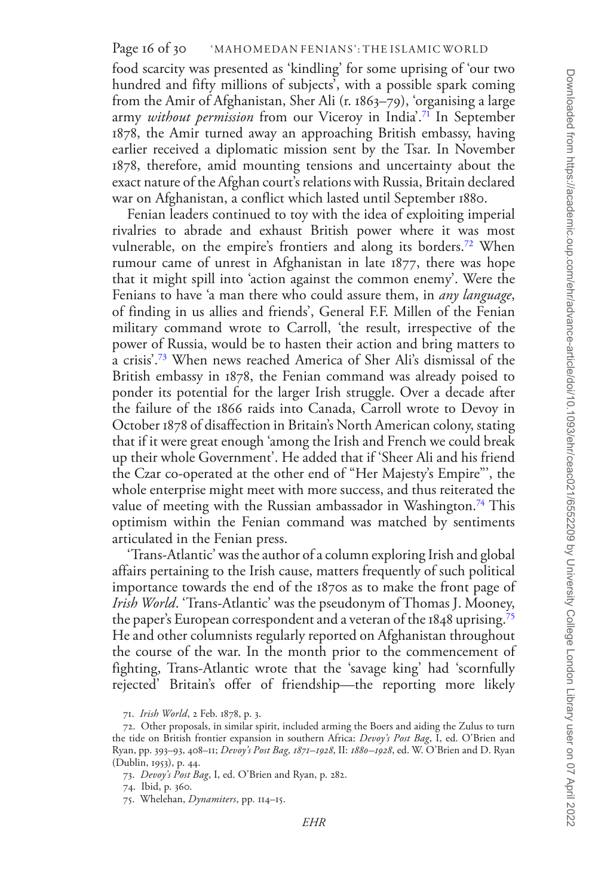food scarcity was presented as 'kindling' for some uprising of 'our two hundred and fifty millions of subjects', with a possible spark coming from the Amir of Afghanistan, Sher Ali (r. 1863–79), 'organising a large army *without permission* from our Viceroy in India'.[71] In September 1878, the Amir turned away an approaching British embassy, having earlier received a diplomatic mission sent by the Tsar. In November 1878, therefore, amid mounting tensions and uncertainty about the exact nature of the Afghan court's relations with Russia, Britain declared war on Afghanistan, a conflict which lasted until September 1880.

Fenian leaders continued to toy with the idea of exploiting imperial rivalries to abrade and exhaust British power where it was most vulnerable, on the empire's frontiers and along its borders.[72] When rumour came of unrest in Afghanistan in late 1877, there was hope that it might spill into 'action against the common enemy'. Were the Fenians to have 'a man there who could assure them, in *any language*, of finding in us allies and friends', General F.F. Millen of the Fenian military command wrote to Carroll, 'the result, irrespective of the power of Russia, would be to hasten their action and bring matters to a crisis'.[73] When news reached America of Sher Ali's dismissal of the British embassy in 1878, the Fenian command was already poised to ponder its potential for the larger Irish struggle. Over a decade after the failure of the 1866 raids into Canada, Carroll wrote to Devoy in October 1878 of disaffection in Britain's North American colony, stating that if it were great enough 'among the Irish and French we could break up their whole Government'. He added that if 'Sheer Ali and his friend the Czar co-operated at the other end of "Her Majesty's Empire"', the whole enterprise might meet with more success, and thus reiterated the value of meeting with the Russian ambassador in Washington.[74] This optimism within the Fenian command was matched by sentiments articulated in the Fenian press.

'Trans-Atlantic' was the author of a column exploring Irish and global affairs pertaining to the Irish cause, matters frequently of such political importance towards the end of the 1870s as to make the front page of *Irish World*. 'Trans-Atlantic' was the pseudonym of Thomas J. Mooney, the paper's European correspondent and a veteran of the 1848 uprising.[75] He and other columnists regularly reported on Afghanistan throughout the course of the war. In the month prior to the commencement of fighting, Trans-Atlantic wrote that the 'savage king' had 'scornfully rejected' Britain's offer of friendship—the reporting more likely

71. *Irish World*, 2 Feb. 1878, p. 3.

72. Other proposals, in similar spirit, included arming the Boers and aiding the Zulus to turn the tide on British frontier expansion in southern Africa: *Devoy's Post Bag*, I, ed. O'Brien and Ryan, pp. 393–93, 408–11; *Devoy's Post Bag, 1871–1928*, II: *1880–1928*, ed. W. O'Brien and D. Ryan (Dublin, 1953), p. 44.

73. *Devoy's Post Bag*, I, ed. O'Brien and Ryan, p. 282.

74. Ibid, p. 360.

75. Whelehan, *Dynamiters*, pp. 114–15.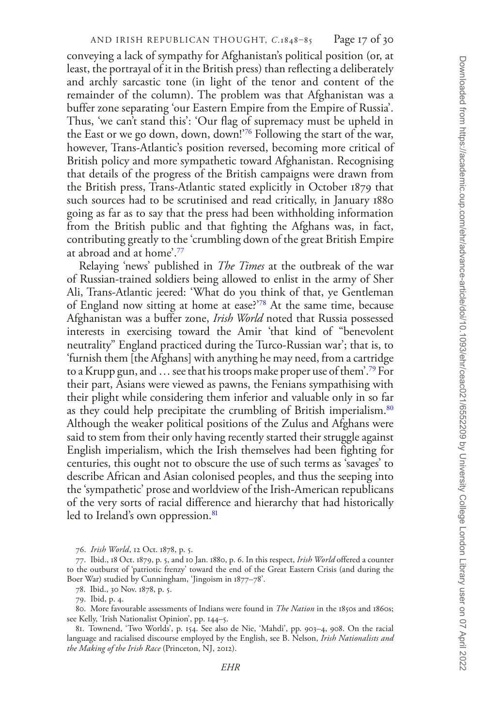conveying a lack of sympathy for Afghanistan's political position (or, at least, the portrayal of it in the British press) than reflecting a deliberately and archly sarcastic tone (in light of the tenor and content of the remainder of the column). The problem was that Afghanistan was a buffer zone separating 'our Eastern Empire from the Empire of Russia'. Thus, 'we can't stand this': 'Our flag of supremacy must be upheld in the East or we go down, down, down!'[76] Following the start of the war, however, Trans-Atlantic's position reversed, becoming more critical of British policy and more sympathetic toward Afghanistan. Recognising that details of the progress of the British campaigns were drawn from the British press, Trans-Atlantic stated explicitly in October 1879 that such sources had to be scrutinised and read critically, in January 1880 going as far as to say that the press had been withholding information from the British public and that fighting the Afghans was, in fact, contributing greatly to the 'crumbling down of the great British Empire at abroad and at home'.[77]

Relaying 'news' published in *The Times* at the outbreak of the war of Russian-trained soldiers being allowed to enlist in the army of Sher Ali, Trans-Atlantic jeered: 'What do you think of that, ye Gentleman of England now sitting at home at ease?'[78] At the same time, because Afghanistan was a buffer zone, *Irish World* noted that Russia possessed interests in exercising toward the Amir 'that kind of "benevolent neutrality" England practiced during the Turco-Russian war'; that is, to 'furnish them [the Afghans] with anything he may need, from a cartridge to a Krupp gun, and … see that his troops make proper use of them'.[79] For their part, Asians were viewed as pawns, the Fenians sympathising with their plight while considering them inferior and valuable only in so far as they could help precipitate the crumbling of British imperialism.[80] Although the weaker political positions of the Zulus and Afghans were said to stem from their only having recently started their struggle against English imperialism, which the Irish themselves had been fighting for centuries, this ought not to obscure the use of such terms as 'savages' to describe African and Asian colonised peoples, and thus the seeping into the 'sympathetic' prose and worldview of the Irish-American republicans of the very sorts of racial difference and hierarchy that had historically led to Ireland's own oppression.[81]

---

76. *Irish World*, 12 Oct. 1878, p. 5.

77. Ibid., 18 Oct. 1879, p. 5, and 10 Jan. 1880, p. 6. In this respect, *Irish World* offered a counter to the outburst of 'patriotic frenzy' toward the end of the Great Eastern Crisis (and during the Boer War) studied by Cunningham, 'Jingoism in 1877–78'.

78. Ibid., 30 Nov. 1878, p. 5.

79. Ibid, p. 4.

80. More favourable assessments of Indians were found in *The Nation* in the 1850s and 1860s; see Kelly, 'Irish Nationalist Opinion', pp. 144–5.

81. Townend, 'Two Worlds', p. 154. See also de Nie, 'Mahdi', pp. 903–4, 908. On the racial language and racialised discourse employed by the English, see B. Nelson, *Irish Nationalists and the Making of the Irish Race* (Princeton, NJ, 2012).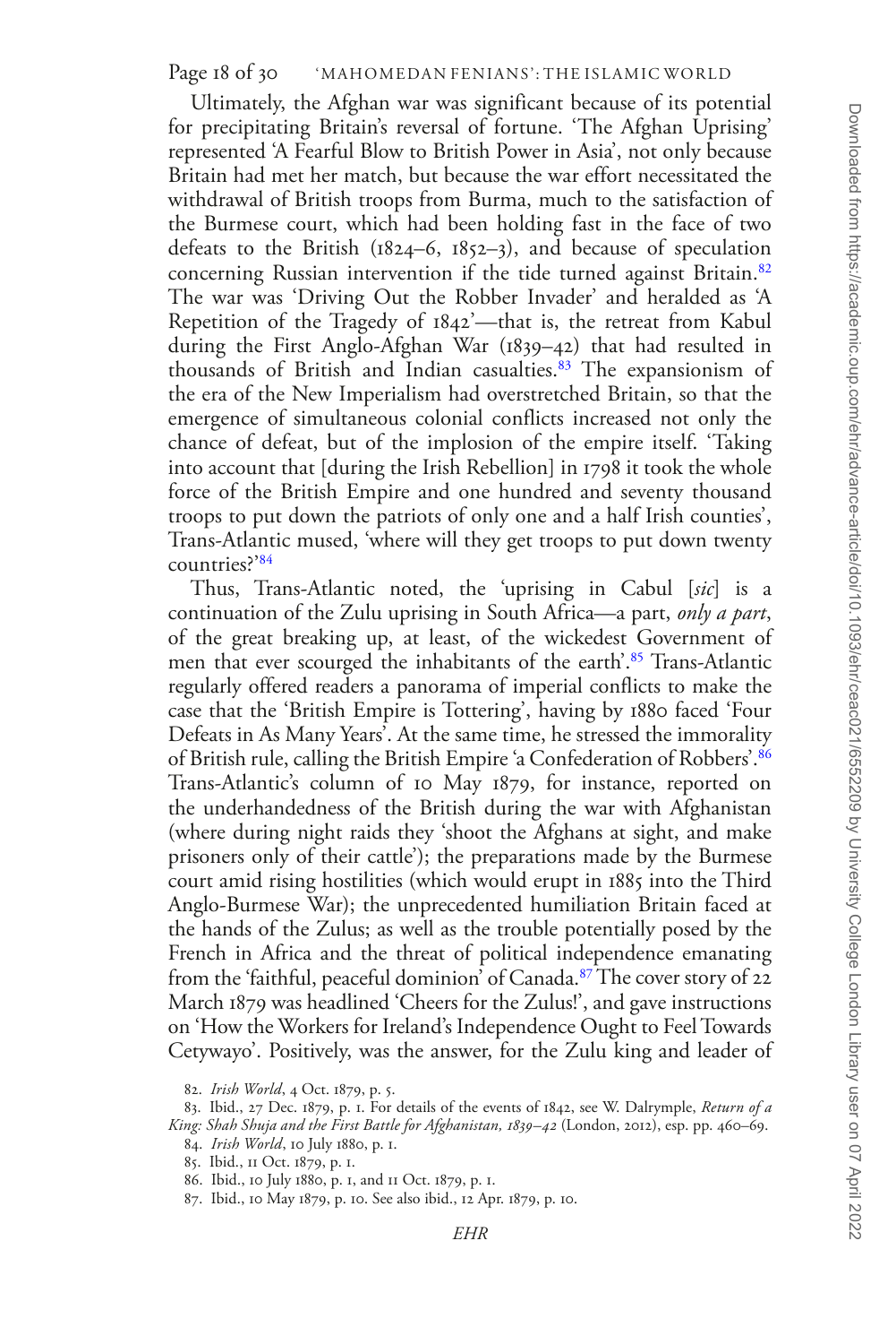Ultimately, the Afghan war was significant because of its potential for precipitating Britain's reversal of fortune. 'The Afghan Uprising' represented 'A Fearful Blow to British Power in Asia', not only because Britain had met her match, but because the war effort necessitated the withdrawal of British troops from Burma, much to the satisfaction of the Burmese court, which had been holding fast in the face of two defeats to the British (1824–6, 1852–3), and because of speculation concerning Russian intervention if the tide turned against Britain.[82] The war was 'Driving Out the Robber Invader' and heralded as 'A Repetition of the Tragedy of 1842'—that is, the retreat from Kabul during the First Anglo-Afghan War (1839–42) that had resulted in thousands of British and Indian casualties.[83] The expansionism of the era of the New Imperialism had overstretched Britain, so that the emergence of simultaneous colonial conflicts increased not only the chance of defeat, but of the implosion of the empire itself. 'Taking into account that [during the Irish Rebellion] in 1798 it took the whole force of the British Empire and one hundred and seventy thousand troops to put down the patriots of only one and a half Irish counties', Trans-Atlantic mused, 'where will they get troops to put down twenty countries?'[84]

Thus, Trans-Atlantic noted, the 'uprising in Cabul [*sic*] is a continuation of the Zulu uprising in South Africa—a part, *only a part*, of the great breaking up, at least, of the wickedest Government of men that ever scourged the inhabitants of the earth'.[85] Trans-Atlantic regularly offered readers a panorama of imperial conflicts to make the case that the 'British Empire is Tottering', having by 1880 faced 'Four Defeats in As Many Years'. At the same time, he stressed the immorality of British rule, calling the British Empire 'a Confederation of Robbers'.[86] Trans-Atlantic's column of 10 May 1879, for instance, reported on the underhandedness of the British during the war with Afghanistan (where during night raids they 'shoot the Afghans at sight, and make prisoners only of their cattle'); the preparations made by the Burmese court amid rising hostilities (which would erupt in 1885 into the Third Anglo-Burmese War); the unprecedented humiliation Britain faced at the hands of the Zulus; as well as the trouble potentially posed by the French in Africa and the threat of political independence emanating from the 'faithful, peaceful dominion' of Canada.[87] The cover story of 22 March 1879 was headlined 'Cheers for the Zulus!', and gave instructions on 'How the Workers for Ireland's Independence Ought to Feel Towards Cetywayo'. Positively, was the answer, for the Zulu king and leader of

82. *Irish World*, 4 Oct. 1879, p. 5.

83. Ibid., 27 Dec. 1879, p. 1. For details of the events of 1842, see W. Dalrymple, *Return of a King: Shah Shuja and the First Battle for Afghanistan, 1839–42* (London, 2012), esp. pp. 460–69.

84. *Irish World*, 10 July 1880, p. 1.

85. Ibid., 11 Oct. 1879, p. 1.

86. Ibid., 10 July 1880, p. 1, and 11 Oct. 1879, p. 1.

87. Ibid., 10 May 1879, p. 10. See also ibid., 12 Apr. 1879, p. 10.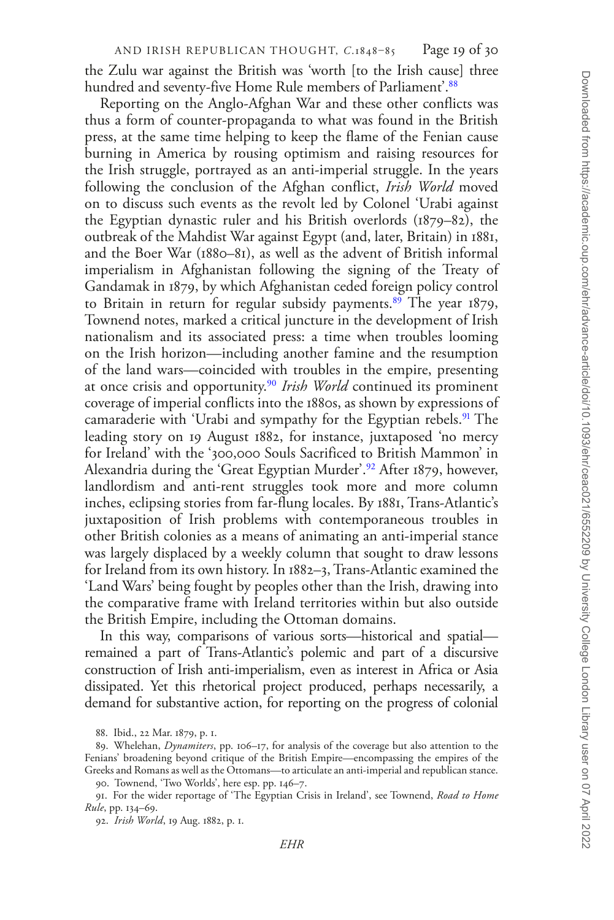the Zulu war against the British was 'worth [to the Irish cause] three hundred and seventy-five Home Rule members of Parliament'.[88]

Reporting on the Anglo-Afghan War and these other conflicts was thus a form of counter-propaganda to what was found in the British press, at the same time helping to keep the flame of the Fenian cause burning in America by rousing optimism and raising resources for the Irish struggle, portrayed as an anti-imperial struggle. In the years following the conclusion of the Afghan conflict, *Irish World* moved on to discuss such events as the revolt led by Colonel 'Urabi against the Egyptian dynastic ruler and his British overlords (1879–82), the outbreak of the Mahdist War against Egypt (and, later, Britain) in 1881, and the Boer War (1880–81), as well as the advent of British informal imperialism in Afghanistan following the signing of the Treaty of Gandamak in 1879, by which Afghanistan ceded foreign policy control to Britain in return for regular subsidy payments.[89] The year 1879, Townend notes, marked a critical juncture in the development of Irish nationalism and its associated press: a time when troubles looming on the Irish horizon—including another famine and the resumption of the land wars—coincided with troubles in the empire, presenting at once crisis and opportunity.[90] *Irish World* continued its prominent coverage of imperial conflicts into the 1880s, as shown by expressions of camaraderie with 'Urabi and sympathy for the Egyptian rebels.[91] The leading story on 19 August 1882, for instance, juxtaposed 'no mercy for Ireland' with the '300,000 Souls Sacrificed to British Mammon' in Alexandria during the 'Great Egyptian Murder'.[92] After 1879, however, landlordism and anti-rent struggles took more and more column inches, eclipsing stories from far-flung locales. By 1881, Trans-Atlantic's juxtaposition of Irish problems with contemporaneous troubles in other British colonies as a means of animating an anti-imperial stance was largely displaced by a weekly column that sought to draw lessons for Ireland from its own history. In 1882–3, Trans-Atlantic examined the 'Land Wars' being fought by peoples other than the Irish, drawing into the comparative frame with Ireland territories within but also outside the British Empire, including the Ottoman domains.

In this way, comparisons of various sorts—historical and spatial—remained a part of Trans-Atlantic's polemic and part of a discursive construction of Irish anti-imperialism, even as interest in Africa or Asia dissipated. Yet this rhetorical project produced, perhaps necessarily, a demand for substantive action, for reporting on the progress of colonial

88. Ibid., 22 Mar. 1879, p. 1.

89. Whelehan, *Dynamiters*, pp. 106–17, for analysis of the coverage but also attention to the Fenians' broadening beyond critique of the British Empire—encompassing the empires of the Greeks and Romans as well as the Ottomans—to articulate an anti-imperial and republican stance.

90. Townend, 'Two Worlds', here esp. pp. 146–7.

91. For the wider reportage of 'The Egyptian Crisis in Ireland', see Townend, *Road to Home Rule*, pp. 134–69.

92. *Irish World*, 19 Aug. 1882, p. 1.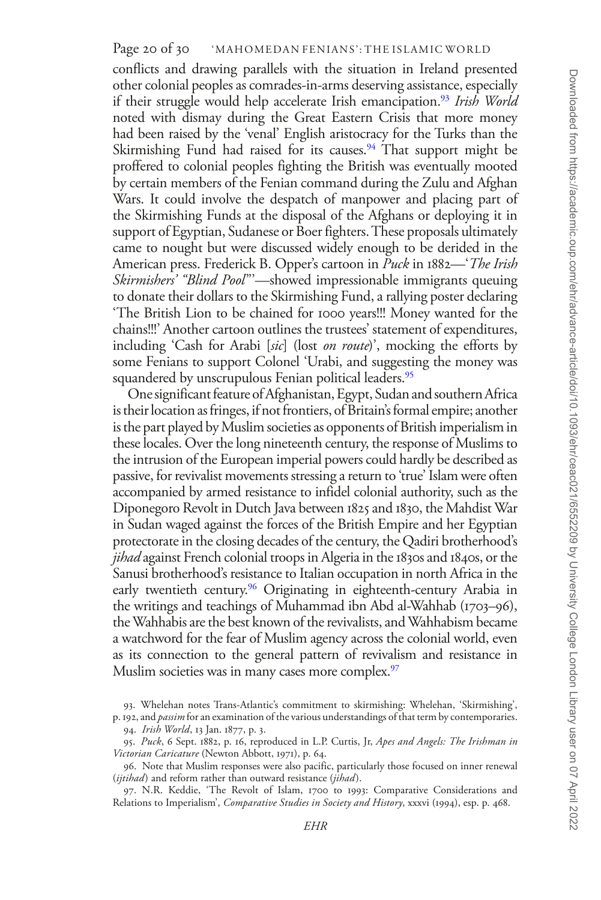conflicts and drawing parallels with the situation in Ireland presented other colonial peoples as comrades-in-arms deserving assistance, especially if their struggle would help accelerate Irish emancipation.[93] *Irish World* noted with dismay during the Great Eastern Crisis that more money had been raised by the 'venal' English aristocracy for the Turks than the Skirmishing Fund had raised for its causes.[94] That support might be proffered to colonial peoples fighting the British was eventually mooted by certain members of the Fenian command during the Zulu and Afghan Wars. It could involve the despatch of manpower and placing part of the Skirmishing Funds at the disposal of the Afghans or deploying it in support of Egyptian, Sudanese or Boer fighters. These proposals ultimately came to nought but were discussed widely enough to be derided in the American press. Frederick B. Opper's cartoon in *Puck* in 1882—'*The Irish Skirmishers' "Blind Pool"*'—showed impressionable immigrants queuing to donate their dollars to the Skirmishing Fund, a rallying poster declaring 'The British Lion to be chained for 1000 years!!! Money wanted for the chains!!!' Another cartoon outlines the trustees' statement of expenditures, including 'Cash for Arabi [*sic*] (lost *on route*)', mocking the efforts by some Fenians to support Colonel 'Urabi, and suggesting the money was squandered by unscrupulous Fenian political leaders.[95]

One significant feature of Afghanistan, Egypt, Sudan and southern Africa is their location as fringes, if not frontiers, of Britain's formal empire; another is the part played by Muslim societies as opponents of British imperialism in these locales. Over the long nineteenth century, the response of Muslims to the intrusion of the European imperial powers could hardly be described as passive, for revivalist movements stressing a return to 'true' Islam were often accompanied by armed resistance to infidel colonial authority, such as the Diponegoro Revolt in Dutch Java between 1825 and 1830, the Mahdist War in Sudan waged against the forces of the British Empire and her Egyptian protectorate in the closing decades of the century, the Qadiri brotherhood's *jihad* against French colonial troops in Algeria in the 1830s and 1840s, or the Sanusi brotherhood's resistance to Italian occupation in north Africa in the early twentieth century.[96] Originating in eighteenth-century Arabia in the writings and teachings of Muhammad ibn Abd al-Wahhab (1703–96), the Wahhabis are the best known of the revivalists, and Wahhabism became a watchword for the fear of Muslim agency across the colonial world, even as its connection to the general pattern of revivalism and resistance in Muslim societies was in many cases more complex.[97]

93. Whelehan notes Trans-Atlantic's commitment to skirmishing: Whelehan, 'Skirmishing', p. 192, and *passim* for an examination of the various understandings of that term by contemporaries.

94. *Irish World*, 13 Jan. 1877, p. 3.

95. *Puck*, 6 Sept. 1882, p. 16, reproduced in L.P. Curtis, Jr, *Apes and Angels: The Irishman in Victorian Caricature* (Newton Abbott, 1971), p. 64.

96. Note that Muslim responses were also pacific, particularly those focused on inner renewal (*ijtihad*) and reform rather than outward resistance (*jihad*).

97. N.R. Keddie, 'The Revolt of Islam, 1700 to 1993: Comparative Considerations and Relations to Imperialism', *Comparative Studies in Society and History*, xxxvi (1994), esp. p. 468.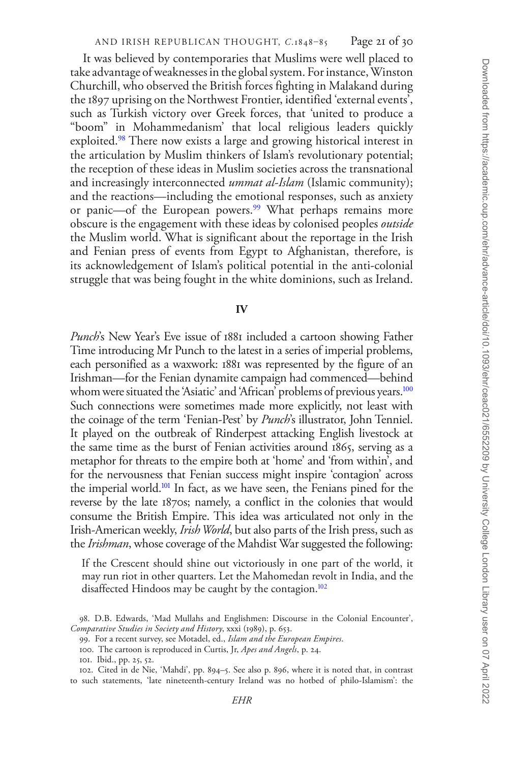It was believed by contemporaries that Muslims were well placed to take advantage of weaknesses in the global system. For instance, Winston Churchill, who observed the British forces fighting in Malakand during the 1897 uprising on the Northwest Frontier, identified 'external events', such as Turkish victory over Greek forces, that 'united to produce a "boom" in Mohammedanism' that local religious leaders quickly exploited.[98] There now exists a large and growing historical interest in the articulation by Muslim thinkers of Islam's revolutionary potential; the reception of these ideas in Muslim societies across the transnational and increasingly interconnected *ummat al-Islam* (Islamic community); and the reactions—including the emotional responses, such as anxiety or panic—of the European powers.[99] What perhaps remains more obscure is the engagement with these ideas by colonised peoples *outside* the Muslim world. What is significant about the reportage in the Irish and Fenian press of events from Egypt to Afghanistan, therefore, is its acknowledgement of Islam's political potential in the anti-colonial struggle that was being fought in the white dominions, such as Ireland.

## IV

*Punch*'s New Year's Eve issue of 1881 included a cartoon showing Father Time introducing Mr Punch to the latest in a series of imperial problems, each personified as a waxwork: 1881 was represented by the figure of an Irishman—for the Fenian dynamite campaign had commenced—behind whom were situated the 'Asiatic' and 'African' problems of previous years.[100] Such connections were sometimes made more explicitly, not least with the coinage of the term 'Fenian-Pest' by *Punch*'s illustrator, John Tenniel. It played on the outbreak of Rinderpest attacking English livestock at the same time as the burst of Fenian activities around 1865, serving as a metaphor for threats to the empire both at 'home' and 'from within', and for the nervousness that Fenian success might inspire 'contagion' across the imperial world.[101] In fact, as we have seen, the Fenians pined for the reverse by the late 1870s; namely, a conflict in the colonies that would consume the British Empire. This idea was articulated not only in the Irish-American weekly, *Irish World*, but also parts of the Irish press, such as the *Irishman*, whose coverage of the Mahdist War suggested the following:

> If the Crescent should shine out victoriously in one part of the world, it may run riot in other quarters. Let the Mahomedan revolt in India, and the disaffected Hindoos may be caught by the contagion.[102]

98. D.B. Edwards, 'Mad Mullahs and Englishmen: Discourse in the Colonial Encounter', *Comparative Studies in Society and History*, xxxi (1989), p. 653.

99. For a recent survey, see Motadel, ed., *Islam and the European Empires*.

100. The cartoon is reproduced in Curtis, Jr, *Apes and Angels*, p. 24.

101. Ibid., pp. 25, 52.

102. Cited in de Nie, 'Mahdi', pp. 894–5. See also p. 896, where it is noted that, in contrast to such statements, 'late nineteenth-century Ireland was no hotbed of philo-Islamism': the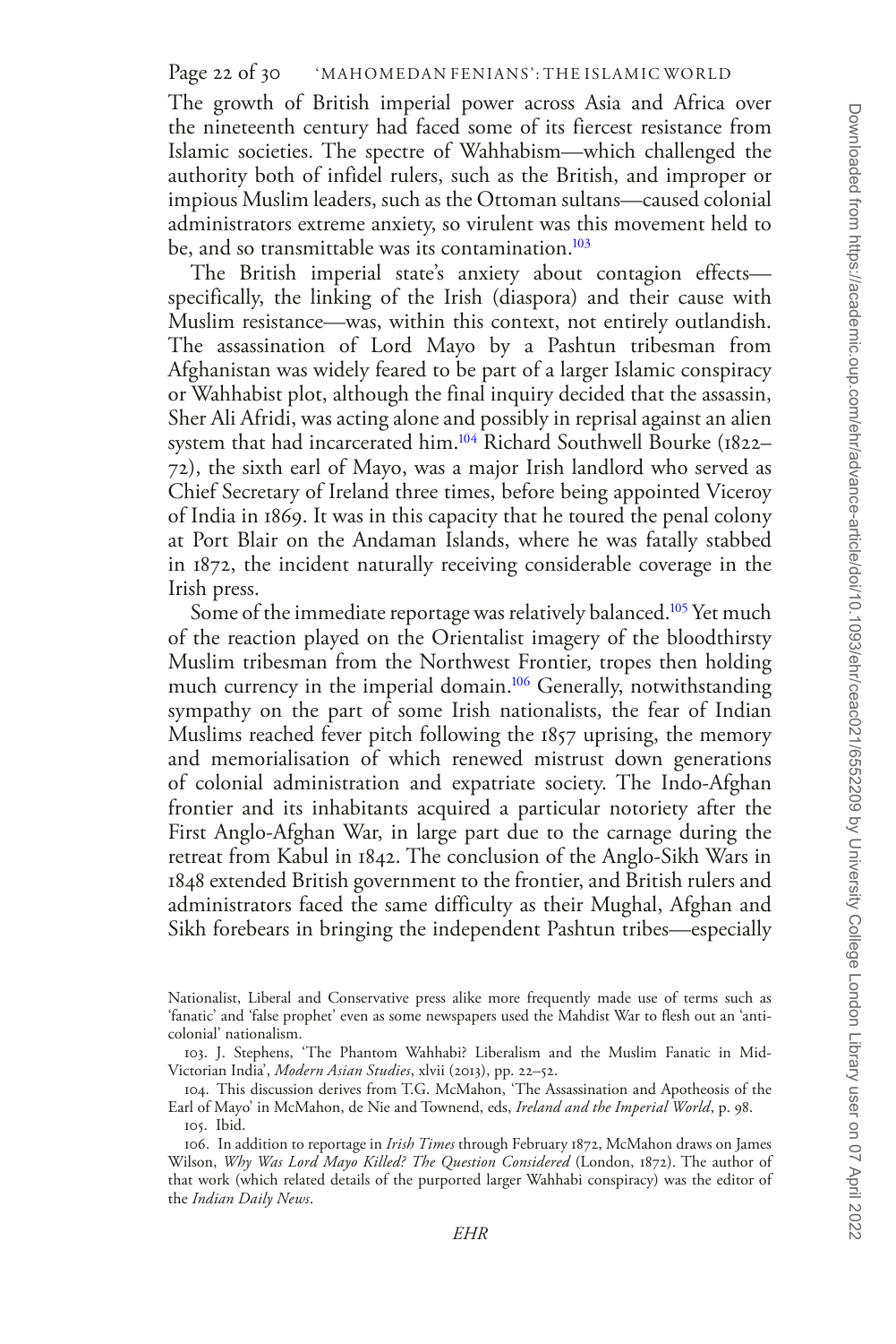The growth of British imperial power across Asia and Africa over the nineteenth century had faced some of its fiercest resistance from Islamic societies. The spectre of Wahhabism—which challenged the authority both of infidel rulers, such as the British, and improper or impious Muslim leaders, such as the Ottoman sultans—caused colonial administrators extreme anxiety, so virulent was this movement held to be, and so transmittable was its contamination.[103]

The British imperial state's anxiety about contagion effects—specifically, the linking of the Irish (diaspora) and their cause with Muslim resistance—was, within this context, not entirely outlandish. The assassination of Lord Mayo by a Pashtun tribesman from Afghanistan was widely feared to be part of a larger Islamic conspiracy or Wahhabist plot, although the final inquiry decided that the assassin, Sher Ali Afridi, was acting alone and possibly in reprisal against an alien system that had incarcerated him.[104] Richard Southwell Bourke (1822–72), the sixth earl of Mayo, was a major Irish landlord who served as Chief Secretary of Ireland three times, before being appointed Viceroy of India in 1869. It was in this capacity that he toured the penal colony at Port Blair on the Andaman Islands, where he was fatally stabbed in 1872, the incident naturally receiving considerable coverage in the Irish press.

Some of the immediate reportage was relatively balanced.[105] Yet much of the reaction played on the Orientalist imagery of the bloodthirsty Muslim tribesman from the Northwest Frontier, tropes then holding much currency in the imperial domain.[106] Generally, notwithstanding sympathy on the part of some Irish nationalists, the fear of Indian Muslims reached fever pitch following the 1857 uprising, the memory and memorialisation of which renewed mistrust down generations of colonial administration and expatriate society. The Indo-Afghan frontier and its inhabitants acquired a particular notoriety after the First Anglo-Afghan War, in large part due to the carnage during the retreat from Kabul in 1842. The conclusion of the Anglo-Sikh Wars in 1848 extended British government to the frontier, and British rulers and administrators faced the same difficulty as their Mughal, Afghan and Sikh forebears in bringing the independent Pashtun tribes—especially

---

Nationalist, Liberal and Conservative press alike more frequently made use of terms such as 'fanatic' and 'false prophet' even as some newspapers used the Mahdist War to flesh out an 'anti-colonial' nationalism.

103. J. Stephens, 'The Phantom Wahhabi? Liberalism and the Muslim Fanatic in Mid-Victorian India', *Modern Asian Studies*, xlvii (2013), pp. 22–52.

104. This discussion derives from T.G. McMahon, 'The Assassination and Apotheosis of the Earl of Mayo' in McMahon, de Nie and Townend, eds, *Ireland and the Imperial World*, p. 98.

105. Ibid.

106. In addition to reportage in *Irish Times* through February 1872, McMahon draws on James Wilson, *Why Was Lord Mayo Killed? The Question Considered* (London, 1872). The author of that work (which related details of the purported larger Wahhabi conspiracy) was the editor of the *Indian Daily News*.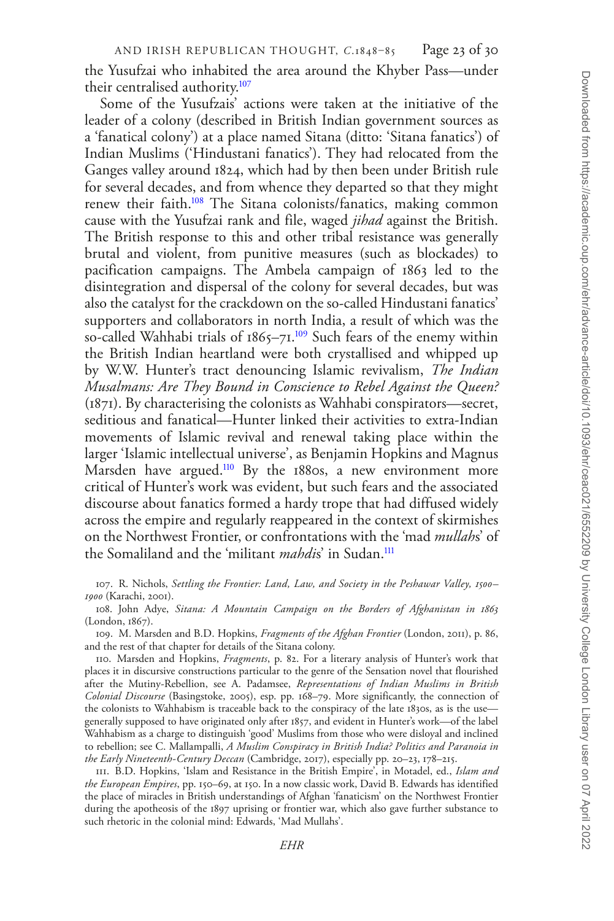the Yusufzai who inhabited the area around the Khyber Pass—under their centralised authority.[107]

Some of the Yusufzais' actions were taken at the initiative of the leader of a colony (described in British Indian government sources as a 'fanatical colony') at a place named Sitana (ditto: 'Sitana fanatics') of Indian Muslims ('Hindustani fanatics'). They had relocated from the Ganges valley around 1824, which had by then been under British rule for several decades, and from whence they departed so that they might renew their faith.[108] The Sitana colonists/fanatics, making common cause with the Yusufzai rank and file, waged *jihad* against the British. The British response to this and other tribal resistance was generally brutal and violent, from punitive measures (such as blockades) to pacification campaigns. The Ambela campaign of 1863 led to the disintegration and dispersal of the colony for several decades, but was also the catalyst for the crackdown on the so-called Hindustani fanatics' supporters and collaborators in north India, a result of which was the so-called Wahhabi trials of 1865–71.[109] Such fears of the enemy within the British Indian heartland were both crystallised and whipped up by W.W. Hunter's tract denouncing Islamic revivalism, *The Indian Musalmans: Are They Bound in Conscience to Rebel Against the Queen?* (1871). By characterising the colonists as Wahhabi conspirators—secret, seditious and fanatical—Hunter linked their activities to extra-Indian movements of Islamic revival and renewal taking place within the larger 'Islamic intellectual universe', as Benjamin Hopkins and Magnus Marsden have argued.[110] By the 1880s, a new environment more critical of Hunter's work was evident, but such fears and the associated discourse about fanatics formed a hardy trope that had diffused widely across the empire and regularly reappeared in the context of skirmishes on the Northwest Frontier, or confrontations with the 'mad *mullah*s' of the Somaliland and the 'militant *mahdi*s' in Sudan.[111]

107. R. Nichols, *Settling the Frontier: Land, Law, and Society in the Peshawar Valley, 1500–1900* (Karachi, 2001).

108. John Adye, *Sitana: A Mountain Campaign on the Borders of Afghanistan in 1863* (London, 1867).

109. M. Marsden and B.D. Hopkins, *Fragments of the Afghan Frontier* (London, 2011), p. 86, and the rest of that chapter for details of the Sitana colony.

110. Marsden and Hopkins, *Fragments*, p. 82. For a literary analysis of Hunter's work that places it in discursive constructions particular to the genre of the Sensation novel that flourished after the Mutiny-Rebellion, see A. Padamsee, *Representations of Indian Muslims in British Colonial Discourse* (Basingstoke, 2005), esp. pp. 168–79. More significantly, the connection of the colonists to Wahhabism is traceable back to the conspiracy of the late 1830s, as is the use—generally supposed to have originated only after 1857, and evident in Hunter's work—of the label Wahhabism as a charge to distinguish 'good' Muslims from those who were disloyal and inclined to rebellion; see C. Mallampalli, *A Muslim Conspiracy in British India? Politics and Paranoia in the Early Nineteenth-Century Deccan* (Cambridge, 2017), especially pp. 20–23, 178–215.

111. B.D. Hopkins, 'Islam and Resistance in the British Empire', in Motadel, ed., *Islam and the European Empires*, pp. 150–69, at 150. In a now classic work, David B. Edwards has identified the place of miracles in British understandings of Afghan 'fanaticism' on the Northwest Frontier during the apotheosis of the 1897 uprising or frontier war, which also gave further substance to such rhetoric in the colonial mind: Edwards, 'Mad Mullahs'.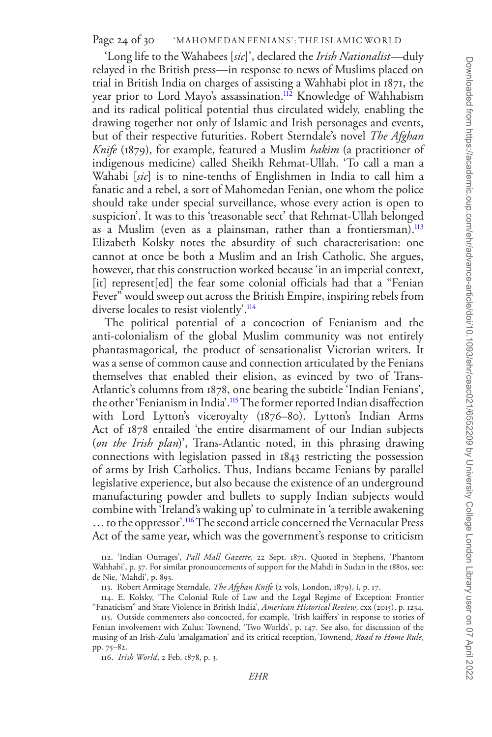'Long life to the Wahabees [*sic*]', declared the *Irish Nationalist*—duly relayed in the British press—in response to news of Muslims placed on trial in British India on charges of assisting a Wahhabi plot in 1871, the year prior to Lord Mayo's assassination.[112] Knowledge of Wahhabism and its radical political potential thus circulated widely, enabling the drawing together not only of Islamic and Irish personages and events, but of their respective futurities. Robert Sterndale's novel *The Afghan Knife* (1879), for example, featured a Muslim *hakim* (a practitioner of indigenous medicine) called Sheikh Rehmat-Ullah. 'To call a man a Wahabi [*sic*] is to nine-tenths of Englishmen in India to call him a fanatic and a rebel, a sort of Mahomedan Fenian, one whom the police should take under special surveillance, whose every action is open to suspicion'. It was to this 'treasonable sect' that Rehmat-Ullah belonged as a Muslim (even as a plainsman, rather than a frontiersman).[113] Elizabeth Kolsky notes the absurdity of such characterisation: one cannot at once be both a Muslim and an Irish Catholic. She argues, however, that this construction worked because 'in an imperial context, [it] represent[ed] the fear some colonial officials had that a "Fenian Fever" would sweep out across the British Empire, inspiring rebels from diverse locales to resist violently'.[114]

The political potential of a concoction of Fenianism and the anti-colonialism of the global Muslim community was not entirely phantasmagorical, the product of sensationalist Victorian writers. It was a sense of common cause and connection articulated by the Fenians themselves that enabled their elision, as evinced by two of Trans-Atlantic's columns from 1878, one bearing the subtitle 'Indian Fenians', the other 'Fenianism in India'.[115] The former reported Indian disaffection with Lord Lytton's viceroyalty (1876–80). Lytton's Indian Arms Act of 1878 entailed 'the entire disarmament of our Indian subjects (*on the Irish plan*)', Trans-Atlantic noted, in this phrasing drawing connections with legislation passed in 1843 restricting the possession of arms by Irish Catholics. Thus, Indians became Fenians by parallel legislative experience, but also because the existence of an underground manufacturing powder and bullets to supply Indian subjects would combine with 'Ireland's waking up' to culminate in 'a terrible awakening … to the oppressor'.[116] The second article concerned the Vernacular Press Act of the same year, which was the government's response to criticism

112. 'Indian Outrages', *Pall Mall Gazette*, 22 Sept. 1871. Quoted in Stephens, 'Phantom Wahhabi', p. 37. For similar pronouncements of support for the Mahdi in Sudan in the 1880s, see: de Nie, 'Mahdi', p. 893.

113. Robert Armitage Sterndale, *The Afghan Knife* (2 vols, London, 1879), i, p. 17.

114. E. Kolsky, 'The Colonial Rule of Law and the Legal Regime of Exception: Frontier "Fanaticism" and State Violence in British India', *American Historical Review*, cxx (2015), p. 1234.

115. Outside commenters also concocted, for example, 'Irish kaiffers' in response to stories of Fenian involvement with Zulus: Townend, 'Two Worlds', p. 147. See also, for discussion of the musing of an Irish-Zulu 'amalgamation' and its critical reception, Townend, *Road to Home Rule*, pp. 75–82.

116. *Irish World*, 2 Feb. 1878, p. 3.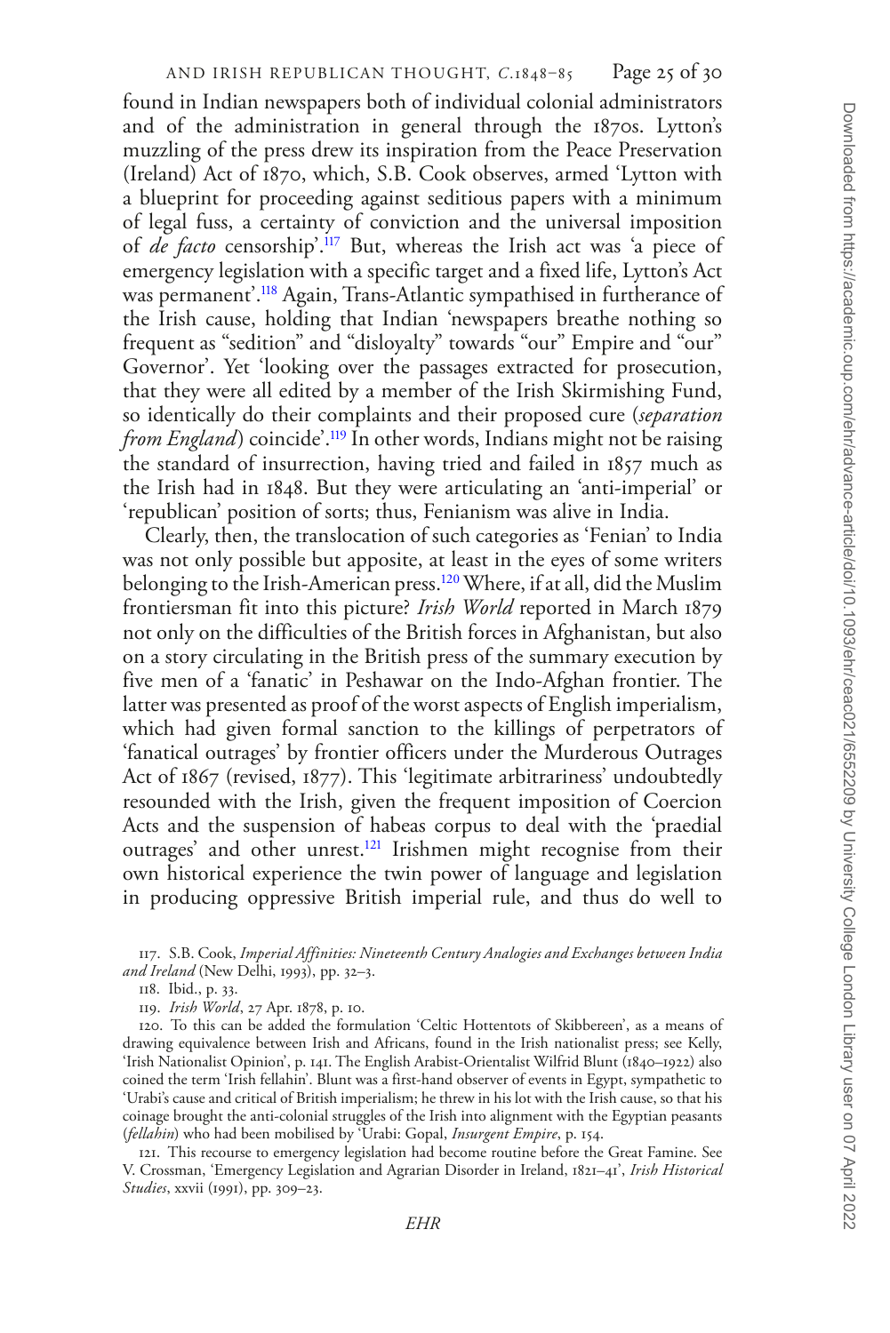found in Indian newspapers both of individual colonial administrators and of the administration in general through the 1870s. Lytton's muzzling of the press drew its inspiration from the Peace Preservation (Ireland) Act of 1870, which, S.B. Cook observes, armed 'Lytton with a blueprint for proceeding against seditious papers with a minimum of legal fuss, a certainty of conviction and the universal imposition of *de facto* censorship'.[117] But, whereas the Irish act was 'a piece of emergency legislation with a specific target and a fixed life, Lytton's Act was permanent'.[118] Again, Trans-Atlantic sympathised in furtherance of the Irish cause, holding that Indian 'newspapers breathe nothing so frequent as "sedition" and "disloyalty" towards "our" Empire and "our" Governor'. Yet 'looking over the passages extracted for prosecution, that they were all edited by a member of the Irish Skirmishing Fund, so identically do their complaints and their proposed cure (*separation from England*) coincide'.[119] In other words, Indians might not be raising the standard of insurrection, having tried and failed in 1857 much as the Irish had in 1848. But they were articulating an 'anti-imperial' or 'republican' position of sorts; thus, Fenianism was alive in India.

Clearly, then, the translocation of such categories as 'Fenian' to India was not only possible but apposite, at least in the eyes of some writers belonging to the Irish-American press.[120] Where, if at all, did the Muslim frontiersman fit into this picture? *Irish World* reported in March 1879 not only on the difficulties of the British forces in Afghanistan, but also on a story circulating in the British press of the summary execution by five men of a 'fanatic' in Peshawar on the Indo-Afghan frontier. The latter was presented as proof of the worst aspects of English imperialism, which had given formal sanction to the killings of perpetrators of 'fanatical outrages' by frontier officers under the Murderous Outrages Act of 1867 (revised, 1877). This 'legitimate arbitrariness' undoubtedly resounded with the Irish, given the frequent imposition of Coercion Acts and the suspension of habeas corpus to deal with the 'praedial outrages' and other unrest.[121] Irishmen might recognise from their own historical experience the twin power of language and legislation in producing oppressive British imperial rule, and thus do well to

117. S.B. Cook, *Imperial Affinities: Nineteenth Century Analogies and Exchanges between India and Ireland* (New Delhi, 1993), pp. 32–3.

118. Ibid., p. 33.

119. *Irish World*, 27 Apr. 1878, p. 10.

120. To this can be added the formulation 'Celtic Hottentots of Skibbereen', as a means of drawing equivalence between Irish and Africans, found in the Irish nationalist press; see Kelly, 'Irish Nationalist Opinion', p. 141. The English Arabist-Orientalist Wilfrid Blunt (1840–1922) also coined the term 'Irish fellahin'. Blunt was a first-hand observer of events in Egypt, sympathetic to 'Urabi's cause and critical of British imperialism; he threw in his lot with the Irish cause, so that his coinage brought the anti-colonial struggles of the Irish into alignment with the Egyptian peasants (*fellahin*) who had been mobilised by 'Urabi: Gopal, *Insurgent Empire*, p. 154.

121. This recourse to emergency legislation had become routine before the Great Famine. See V. Crossman, 'Emergency Legislation and Agrarian Disorder in Ireland, 1821–41', *Irish Historical Studies*, xxvii (1991), pp. 309–23.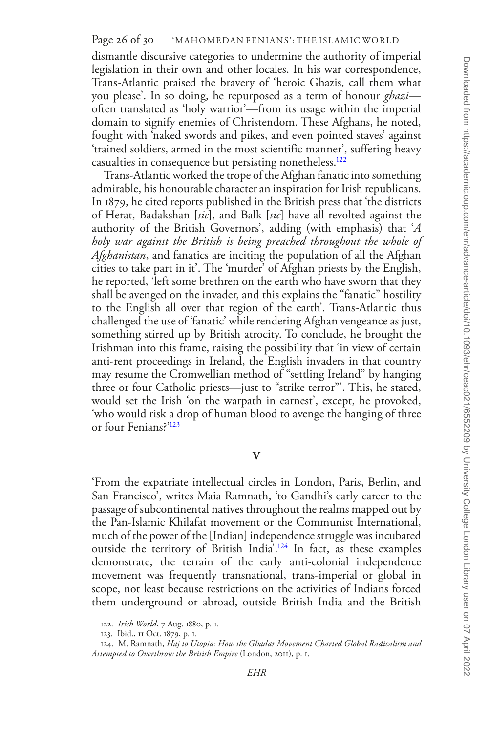dismantle discursive categories to undermine the authority of imperial legislation in their own and other locales. In his war correspondence, Trans-Atlantic praised the bravery of 'heroic Ghazis, call them what you please'. In so doing, he repurposed as a term of honour *ghazi*—often translated as 'holy warrior'—from its usage within the imperial domain to signify enemies of Christendom. These Afghans, he noted, fought with 'naked swords and pikes, and even pointed staves' against 'trained soldiers, armed in the most scientific manner', suffering heavy casualties in consequence but persisting nonetheless.[122]

Trans-Atlantic worked the trope of the Afghan fanatic into something admirable, his honourable character an inspiration for Irish republicans. In 1879, he cited reports published in the British press that 'the districts of Herat, Badakshan [*sic*], and Balk [*sic*] have all revolted against the authority of the British Governors', adding (with emphasis) that '*A holy war against the British is being preached throughout the whole of Afghanistan*, and fanatics are inciting the population of all the Afghan cities to take part in it'. The 'murder' of Afghan priests by the English, he reported, 'left some brethren on the earth who have sworn that they shall be avenged on the invader, and this explains the "fanatic" hostility to the English all over that region of the earth'. Trans-Atlantic thus challenged the use of 'fanatic' while rendering Afghan vengeance as just, something stirred up by British atrocity. To conclude, he brought the Irishman into this frame, raising the possibility that 'in view of certain anti-rent proceedings in Ireland, the English invaders in that country may resume the Cromwellian method of "settling Ireland" by hanging three or four Catholic priests—just to "strike terror"'. This, he stated, would set the Irish 'on the warpath in earnest', except, he provoked, 'who would risk a drop of human blood to avenge the hanging of three or four Fenians?'[123]

## V

'From the expatriate intellectual circles in London, Paris, Berlin, and San Francisco', writes Maia Ramnath, 'to Gandhi's early career to the passage of subcontinental natives throughout the realms mapped out by the Pan-Islamic Khilafat movement or the Communist International, much of the power of the [Indian] independence struggle was incubated outside the territory of British India'.[124] In fact, as these examples demonstrate, the terrain of the early anti-colonial independence movement was frequently transnational, trans-imperial or global in scope, not least because restrictions on the activities of Indians forced them underground or abroad, outside British India and the British

122. *Irish World*, 7 Aug. 1880, p. 1.

123. Ibid., 11 Oct. 1879, p. 1.

124. M. Ramnath, *Haj to Utopia: How the Ghadar Movement Charted Global Radicalism and Attempted to Overthrow the British Empire* (London, 2011), p. 1.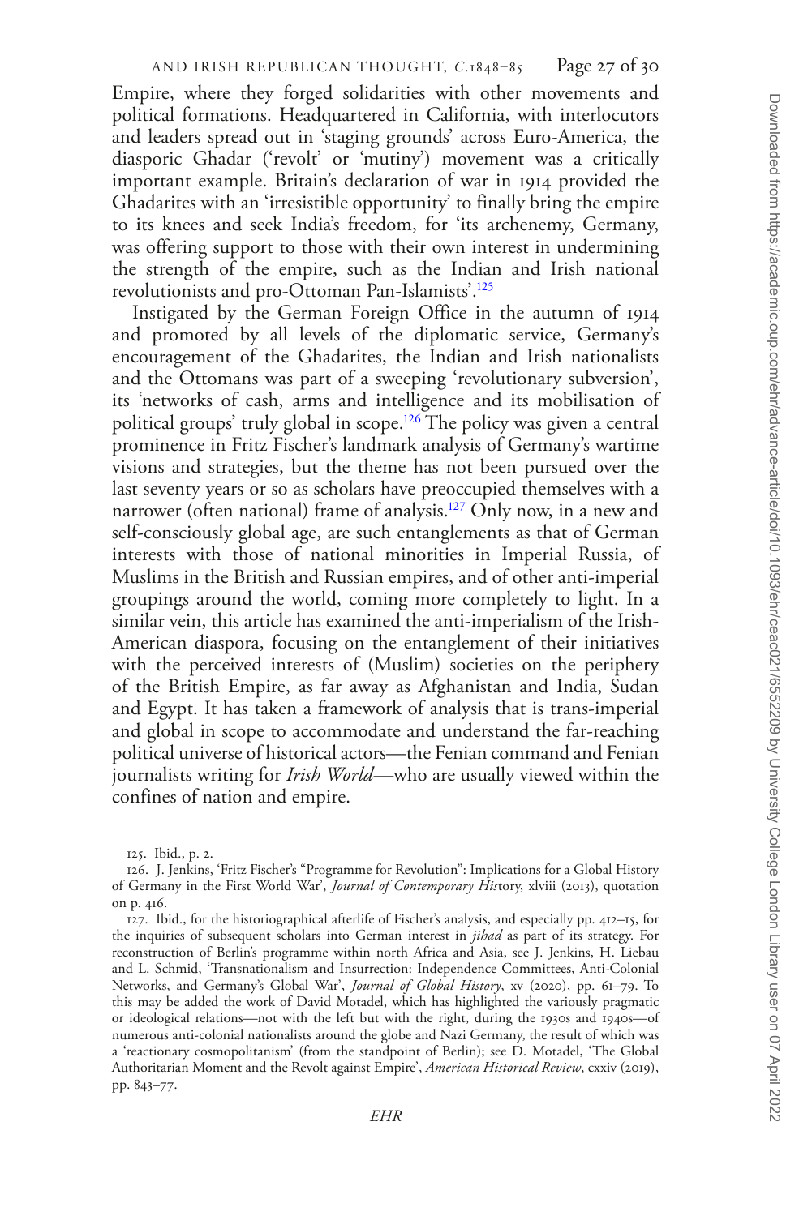Empire, where they forged solidarities with other movements and political formations. Headquartered in California, with interlocutors and leaders spread out in 'staging grounds' across Euro-America, the diasporic Ghadar ('revolt' or 'mutiny') movement was a critically important example. Britain's declaration of war in 1914 provided the Ghadarites with an 'irresistible opportunity' to finally bring the empire to its knees and seek India's freedom, for 'its archenemy, Germany, was offering support to those with their own interest in undermining the strength of the empire, such as the Indian and Irish national revolutionists and pro-Ottoman Pan-Islamists'.[125]

Instigated by the German Foreign Office in the autumn of 1914 and promoted by all levels of the diplomatic service, Germany's encouragement of the Ghadarites, the Indian and Irish nationalists and the Ottomans was part of a sweeping 'revolutionary subversion', its 'networks of cash, arms and intelligence and its mobilisation of political groups' truly global in scope.[126] The policy was given a central prominence in Fritz Fischer's landmark analysis of Germany's wartime visions and strategies, but the theme has not been pursued over the last seventy years or so as scholars have preoccupied themselves with a narrower (often national) frame of analysis.[127] Only now, in a new and self-consciously global age, are such entanglements as that of German interests with those of national minorities in Imperial Russia, of Muslims in the British and Russian empires, and of other anti-imperial groupings around the world, coming more completely to light. In a similar vein, this article has examined the anti-imperialism of the Irish-American diaspora, focusing on the entanglement of their initiatives with the perceived interests of (Muslim) societies on the periphery of the British Empire, as far away as Afghanistan and India, Sudan and Egypt. It has taken a framework of analysis that is trans-imperial and global in scope to accommodate and understand the far-reaching political universe of historical actors—the Fenian command and Fenian journalists writing for *Irish World*—who are usually viewed within the confines of nation and empire.

125. Ibid., p. 2.

126. J. Jenkins, 'Fritz Fischer's "Programme for Revolution": Implications for a Global History of Germany in the First World War', *Journal of Contemporary History*, xlviii (2013), quotation on p. 416.

127. Ibid., for the historiographical afterlife of Fischer's analysis, and especially pp. 412–15, for the inquiries of subsequent scholars into German interest in *jihad* as part of its strategy. For reconstruction of Berlin's programme within north Africa and Asia, see J. Jenkins, H. Liebau and L. Schmid, 'Transnationalism and Insurrection: Independence Committees, Anti-Colonial Networks, and Germany's Global War', *Journal of Global History*, xv (2020), pp. 61–79. To this may be added the work of David Motadel, which has highlighted the variously pragmatic or ideological relations—not with the left but with the right, during the 1930s and 1940s—of numerous anti-colonial nationalists around the globe and Nazi Germany, the result of which was a 'reactionary cosmopolitanism' (from the standpoint of Berlin); see D. Motadel, 'The Global Authoritarian Moment and the Revolt against Empire', *American Historical Review*, cxxiv (2019), pp. 843–77.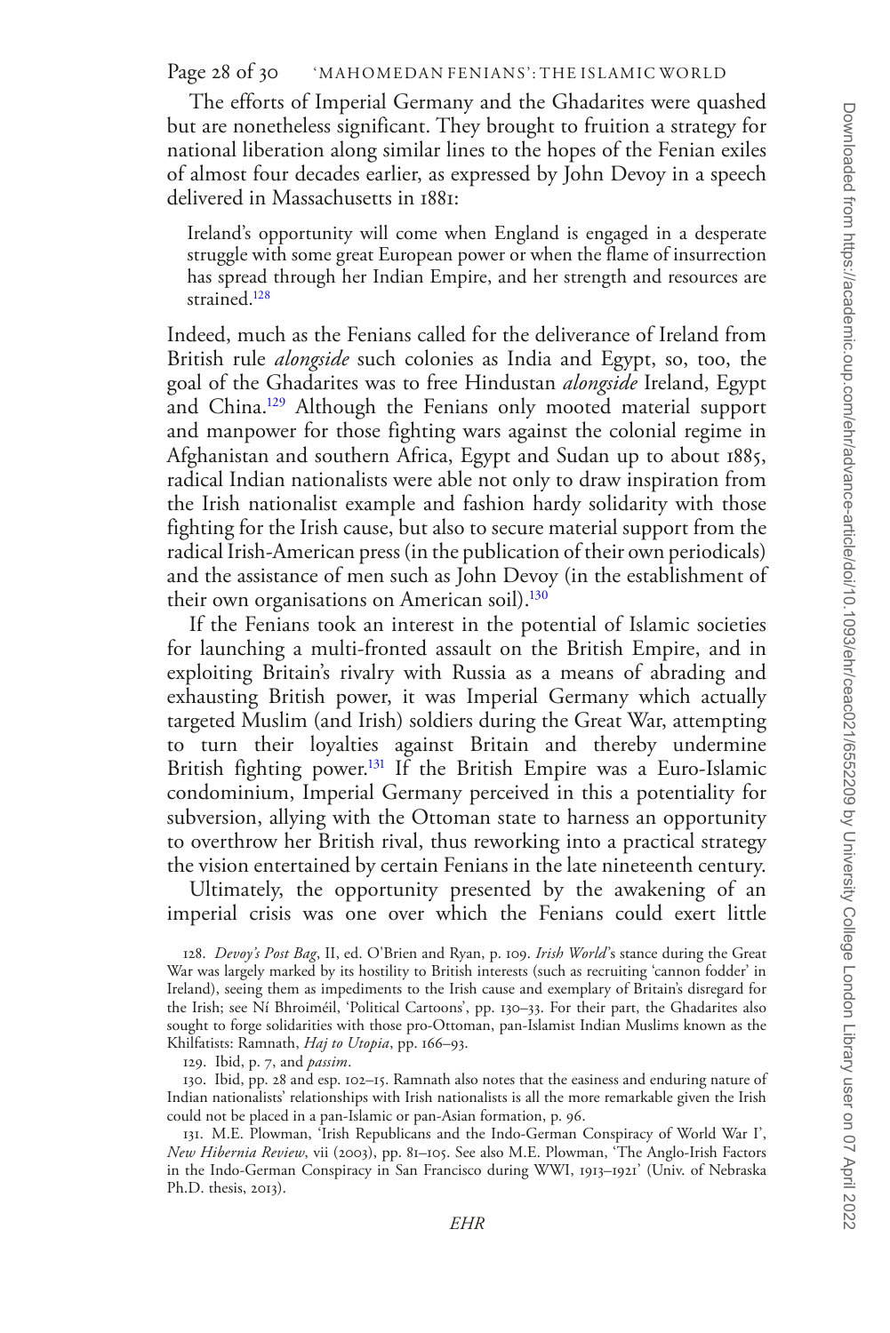The efforts of Imperial Germany and the Ghadarites were quashed but are nonetheless significant. They brought to fruition a strategy for national liberation along similar lines to the hopes of the Fenian exiles of almost four decades earlier, as expressed by John Devoy in a speech delivered in Massachusetts in 1881:

> Ireland's opportunity will come when England is engaged in a desperate struggle with some great European power or when the flame of insurrection has spread through her Indian Empire, and her strength and resources are strained.[128]

Indeed, much as the Fenians called for the deliverance of Ireland from British rule *alongside* such colonies as India and Egypt, so, too, the goal of the Ghadarites was to free Hindustan *alongside* Ireland, Egypt and China.[129] Although the Fenians only mooted material support and manpower for those fighting wars against the colonial regime in Afghanistan and southern Africa, Egypt and Sudan up to about 1885, radical Indian nationalists were able not only to draw inspiration from the Irish nationalist example and fashion hardy solidarity with those fighting for the Irish cause, but also to secure material support from the radical Irish-American press (in the publication of their own periodicals) and the assistance of men such as John Devoy (in the establishment of their own organisations on American soil).[130]

If the Fenians took an interest in the potential of Islamic societies for launching a multi-fronted assault on the British Empire, and in exploiting Britain's rivalry with Russia as a means of abrading and exhausting British power, it was Imperial Germany which actually targeted Muslim (and Irish) soldiers during the Great War, attempting to turn their loyalties against Britain and thereby undermine British fighting power.[131] If the British Empire was a Euro-Islamic condominium, Imperial Germany perceived in this a potentiality for subversion, allying with the Ottoman state to harness an opportunity to overthrow her British rival, thus reworking into a practical strategy the vision entertained by certain Fenians in the late nineteenth century.

Ultimately, the opportunity presented by the awakening of an imperial crisis was one over which the Fenians could exert little

---

128. *Devoy's Post Bag*, II, ed. O'Brien and Ryan, p. 109. *Irish World*'s stance during the Great War was largely marked by its hostility to British interests (such as recruiting 'cannon fodder' in Ireland), seeing them as impediments to the Irish cause and exemplary of Britain's disregard for the Irish; see Ní Bhroiméil, 'Political Cartoons', pp. 130–33. For their part, the Ghadarites also sought to forge solidarities with those pro-Ottoman, pan-Islamist Indian Muslims known as the Khilfatists: Ramnath, *Haj to Utopia*, pp. 166–93.

129. Ibid, p. 7, and *passim*.

130. Ibid, pp. 28 and esp. 102–15. Ramnath also notes that the easiness and enduring nature of Indian nationalists' relationships with Irish nationalists is all the more remarkable given the Irish could not be placed in a pan-Islamic or pan-Asian formation, p. 96.

131. M.E. Plowman, 'Irish Republicans and the Indo-German Conspiracy of World War I', *New Hibernia Review*, vii (2003), pp. 81–105. See also M.E. Plowman, 'The Anglo-Irish Factors in the Indo-German Conspiracy in San Francisco during WWI, 1913–1921' (Univ. of Nebraska Ph.D. thesis, 2013).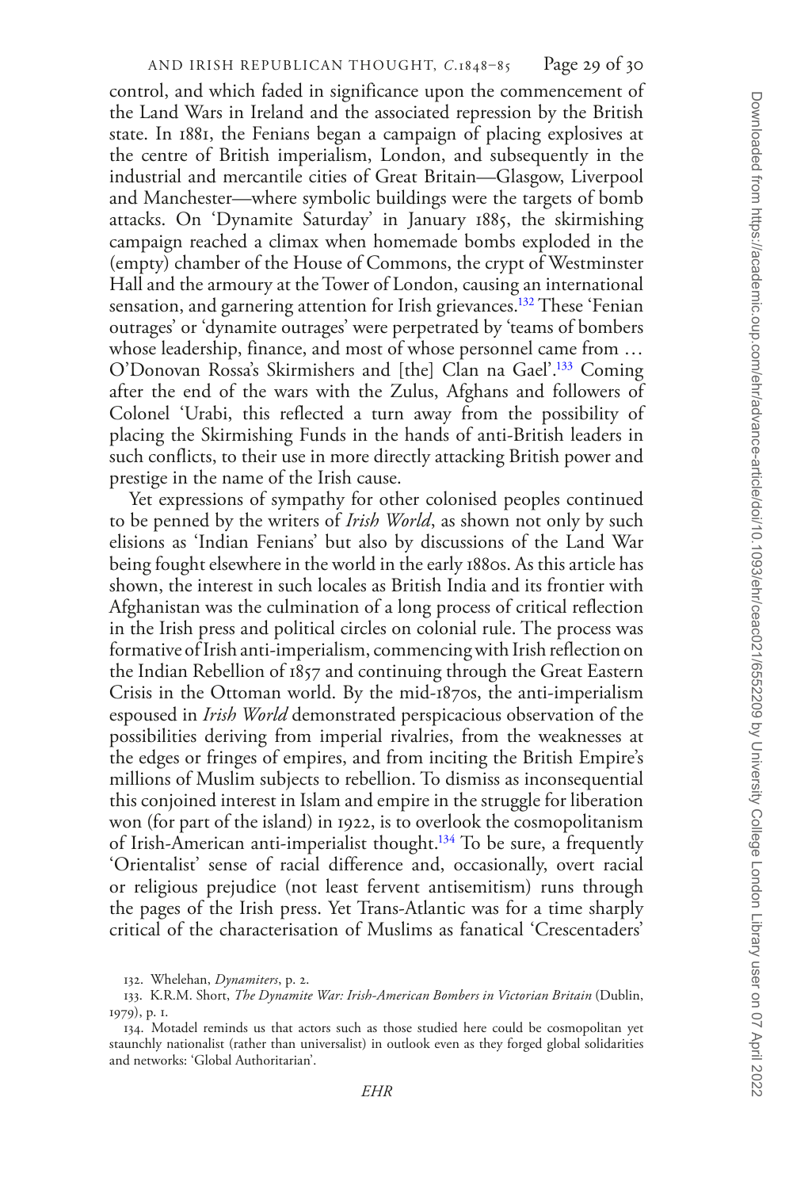control, and which faded in significance upon the commencement of the Land Wars in Ireland and the associated repression by the British state. In 1881, the Fenians began a campaign of placing explosives at the centre of British imperialism, London, and subsequently in the industrial and mercantile cities of Great Britain—Glasgow, Liverpool and Manchester—where symbolic buildings were the targets of bomb attacks. On 'Dynamite Saturday' in January 1885, the skirmishing campaign reached a climax when homemade bombs exploded in the (empty) chamber of the House of Commons, the crypt of Westminster Hall and the armoury at the Tower of London, causing an international sensation, and garnering attention for Irish grievances.[132] These 'Fenian outrages' or 'dynamite outrages' were perpetrated by 'teams of bombers whose leadership, finance, and most of whose personnel came from … O'Donovan Rossa's Skirmishers and [the] Clan na Gael'.[133] Coming after the end of the wars with the Zulus, Afghans and followers of Colonel 'Urabi, this reflected a turn away from the possibility of placing the Skirmishing Funds in the hands of anti-British leaders in such conflicts, to their use in more directly attacking British power and prestige in the name of the Irish cause.

Yet expressions of sympathy for other colonised peoples continued to be penned by the writers of *Irish World*, as shown not only by such elisions as 'Indian Fenians' but also by discussions of the Land War being fought elsewhere in the world in the early 1880s. As this article has shown, the interest in such locales as British India and its frontier with Afghanistan was the culmination of a long process of critical reflection in the Irish press and political circles on colonial rule. The process was formative of Irish anti-imperialism, commencing with Irish reflection on the Indian Rebellion of 1857 and continuing through the Great Eastern Crisis in the Ottoman world. By the mid-1870s, the anti-imperialism espoused in *Irish World* demonstrated perspicacious observation of the possibilities deriving from imperial rivalries, from the weaknesses at the edges or fringes of empires, and from inciting the British Empire's millions of Muslim subjects to rebellion. To dismiss as inconsequential this conjoined interest in Islam and empire in the struggle for liberation won (for part of the island) in 1922, is to overlook the cosmopolitanism of Irish-American anti-imperialist thought.[134] To be sure, a frequently 'Orientalist' sense of racial difference and, occasionally, overt racial or religious prejudice (not least fervent antisemitism) runs through the pages of the Irish press. Yet Trans-Atlantic was for a time sharply critical of the characterisation of Muslims as fanatical 'Crescentaders'

132. Whelehan, *Dynamiters*, p. 2.

133. K.R.M. Short, *The Dynamite War: Irish-American Bombers in Victorian Britain* (Dublin, 1979), p. 1.

134. Motadel reminds us that actors such as those studied here could be cosmopolitan yet staunchly nationalist (rather than universalist) in outlook even as they forged global solidarities and networks: 'Global Authoritarian'.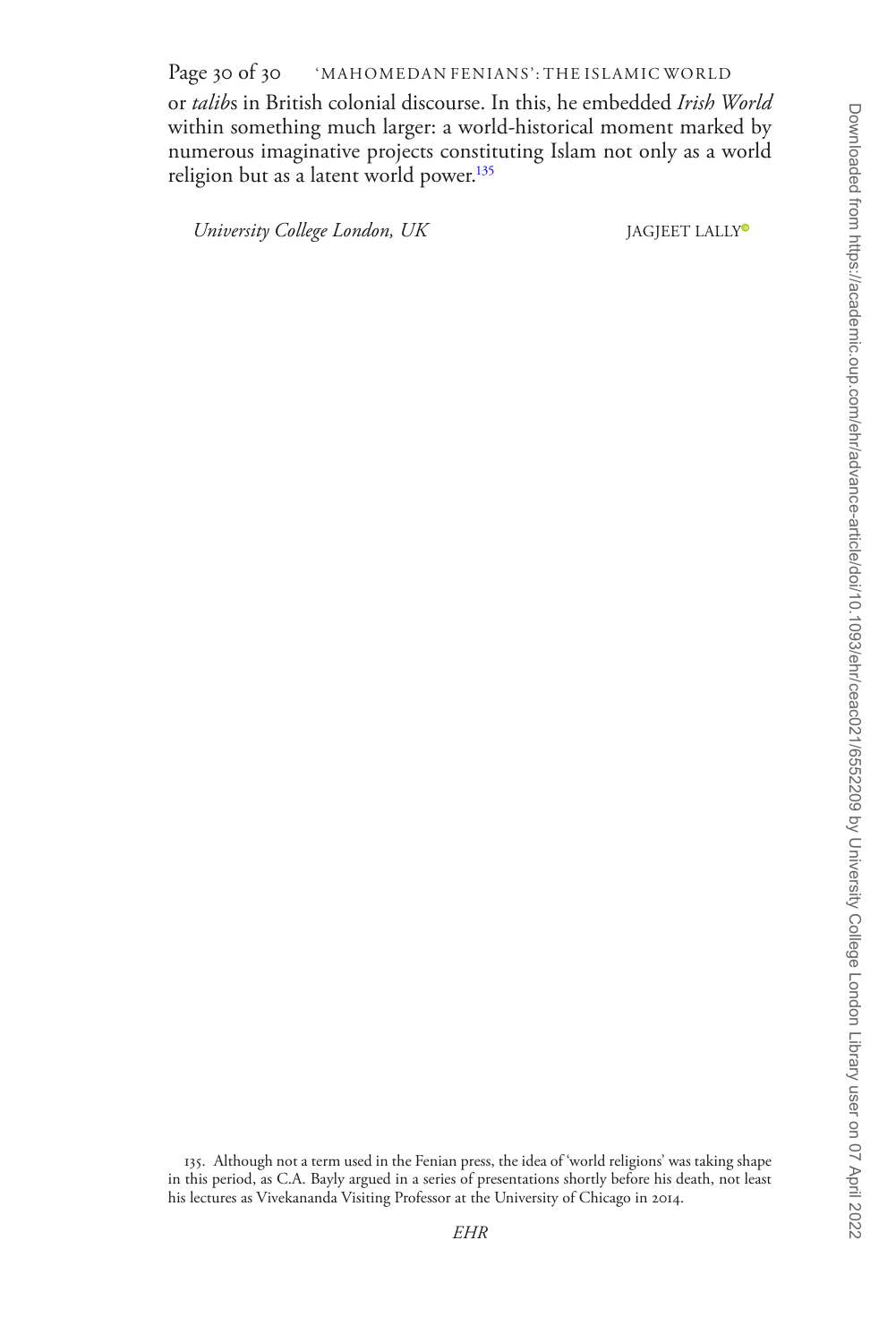or *talib*s in British colonial discourse. In this, he embedded *Irish World* within something much larger: a world-historical moment marked by numerous imaginative projects constituting Islam not only as a world religion but as a latent world power.[135]

*University College London, UK* JAGJEET LALLY

135. Although not a term used in the Fenian press, the idea of 'world religions' was taking shape in this period, as C.A. Bayly argued in a series of presentations shortly before his death, not least his lectures as Vivekananda Visiting Professor at the University of Chicago in 2014.